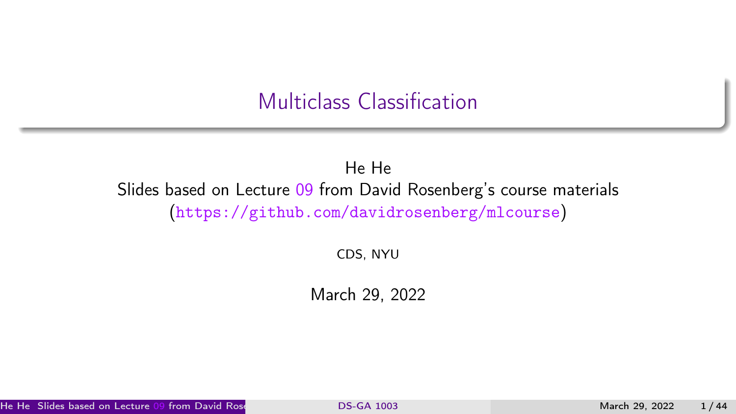# Multiclass Classification

He He

Slides based on Lecture 09 from David Rosenberg's course materials
(https://github.com/davidrosenberg/mlcourse)

CDS, NYU

March 29, 2022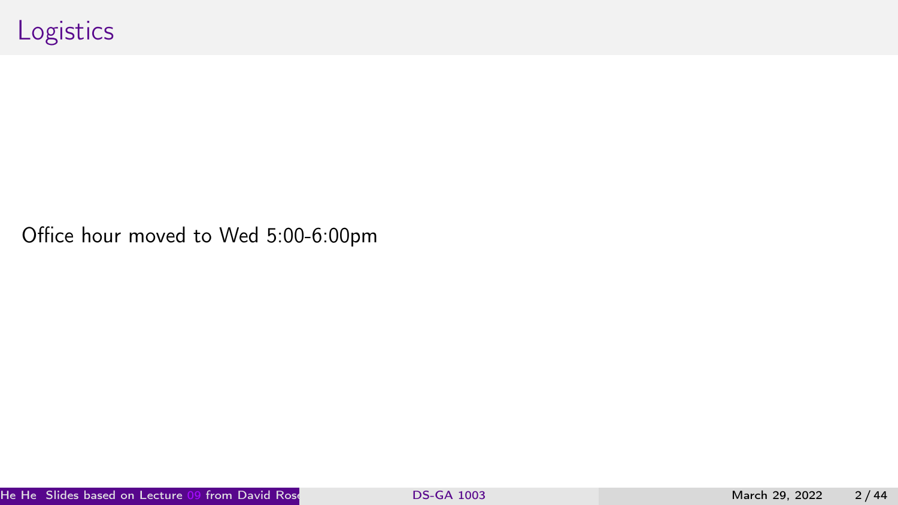# Logistics

Office hour moved to Wed 5:00-6:00pm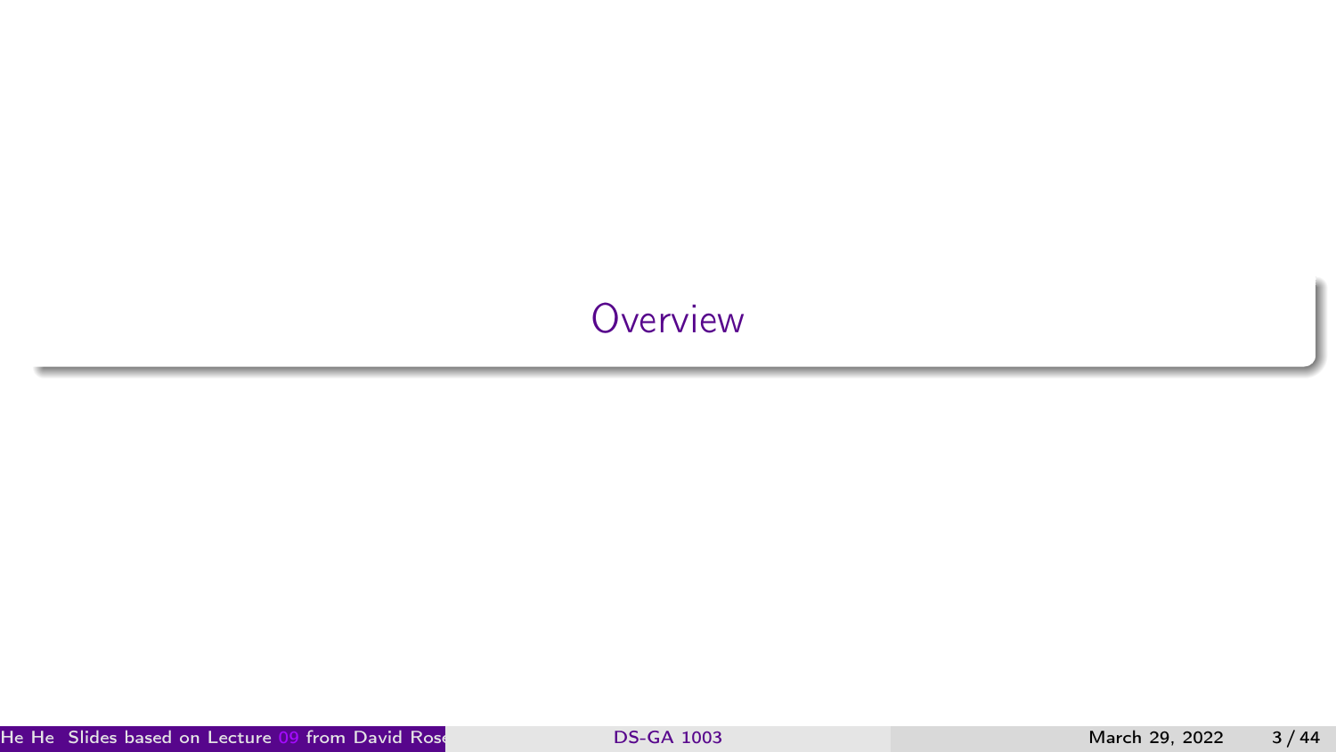# Overview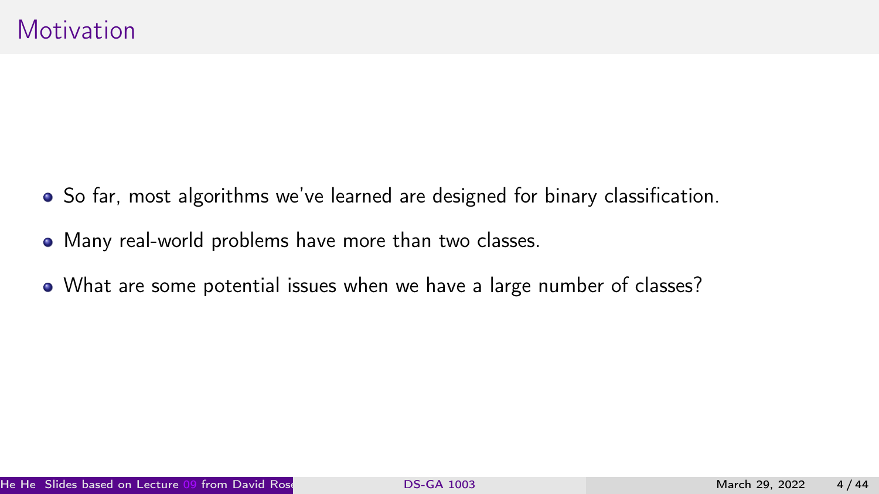# Motivation

- So far, most algorithms we've learned are designed for binary classification.
- Many real-world problems have more than two classes.
- What are some potential issues when we have a large number of classes?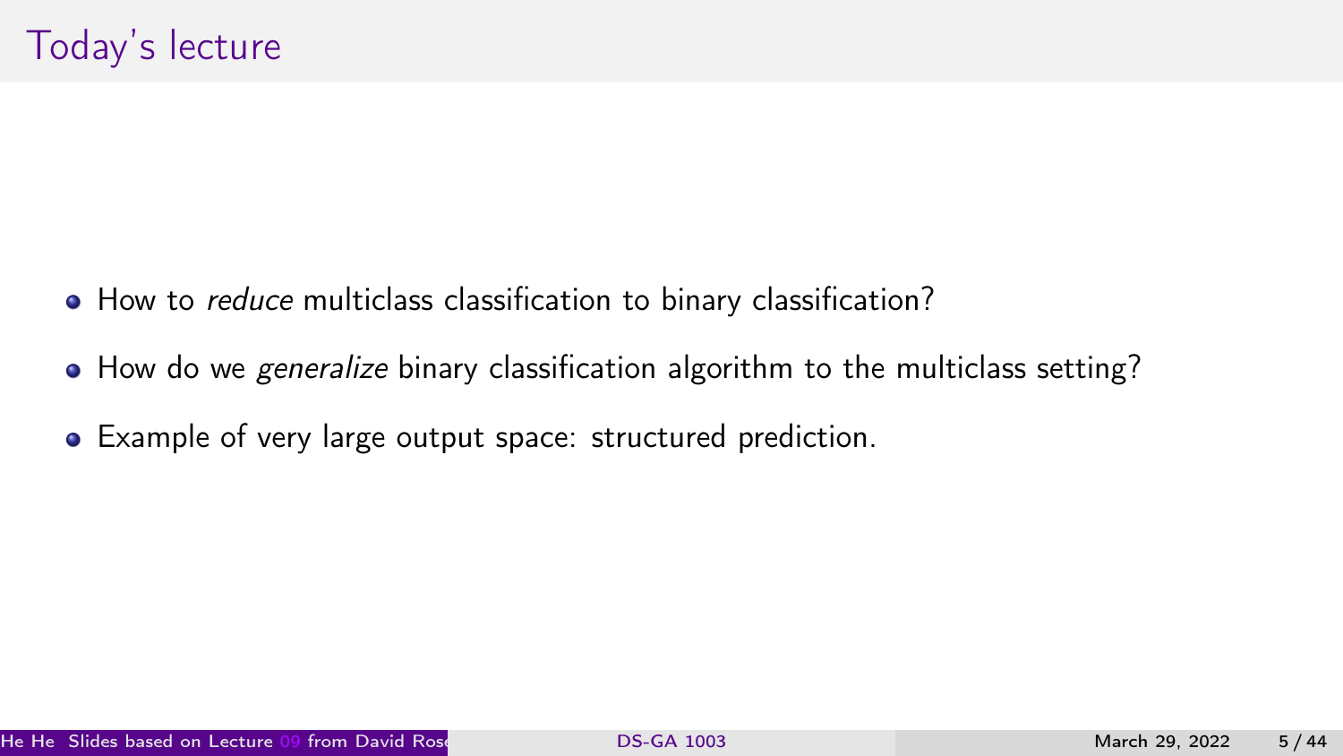# Today's lecture

- How to *reduce* multiclass classification to binary classification?
- How do we *generalize* binary classification algorithm to the multiclass setting?
- Example of very large output space: structured prediction.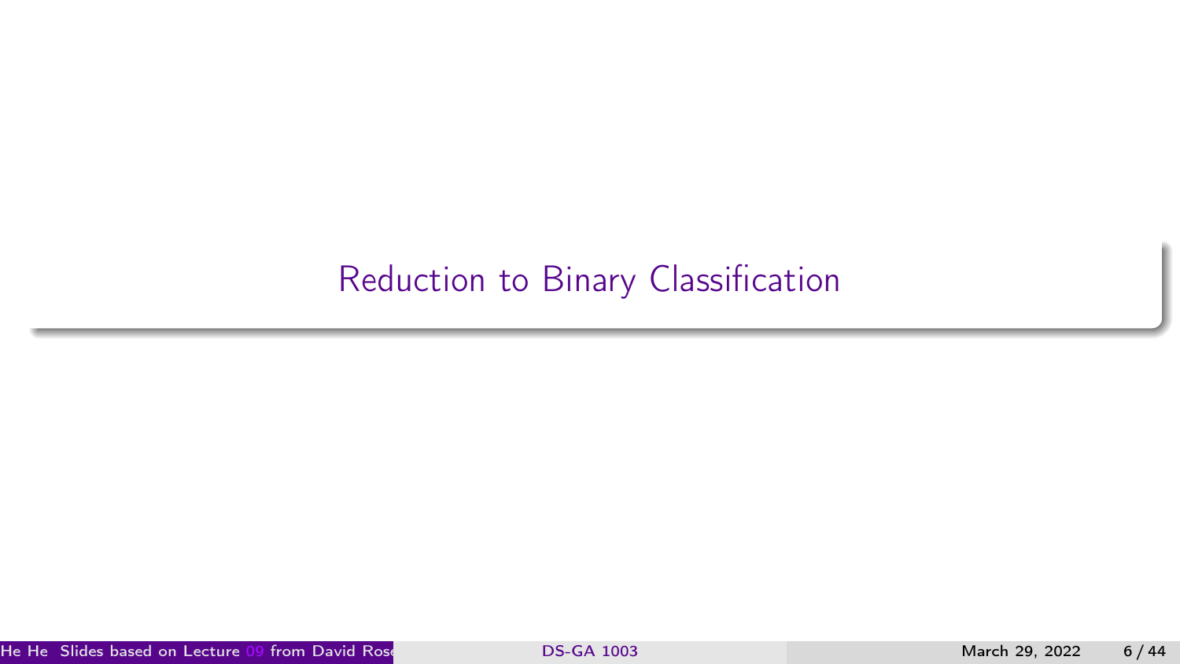# Reduction to Binary Classification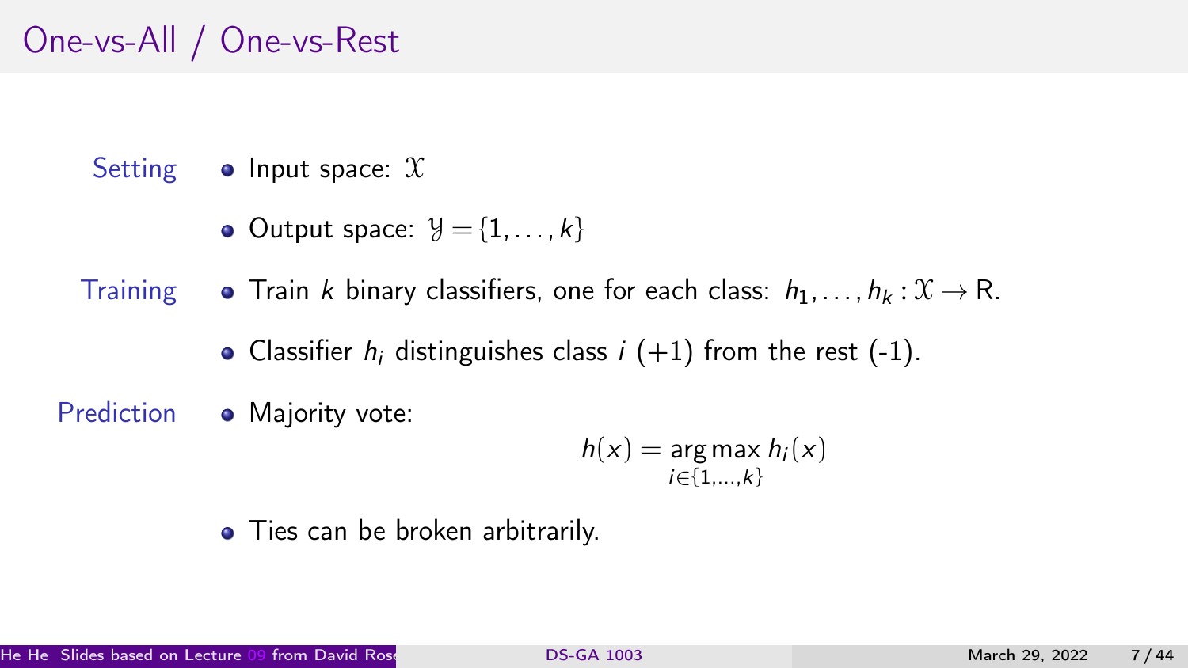# One-vs-All / One-vs-Rest

**Setting**

- Input space: $\mathcal{X}$
- Output space: $\mathcal{Y} = \{1, \ldots, k\}$

**Training**

- Train $k$ binary classifiers, one for each class: $h_1, \ldots, h_k : \mathcal{X} \to \text{R}$.
- Classifier $h_i$ distinguishes class $i$ (+1) from the rest (-1).

**Prediction**

- Majority vote:

$$h(x) = \underset{i \in \{1, \ldots, k\}}{\arg\max}\, h_i(x)$$

- Ties can be broken arbitrarily.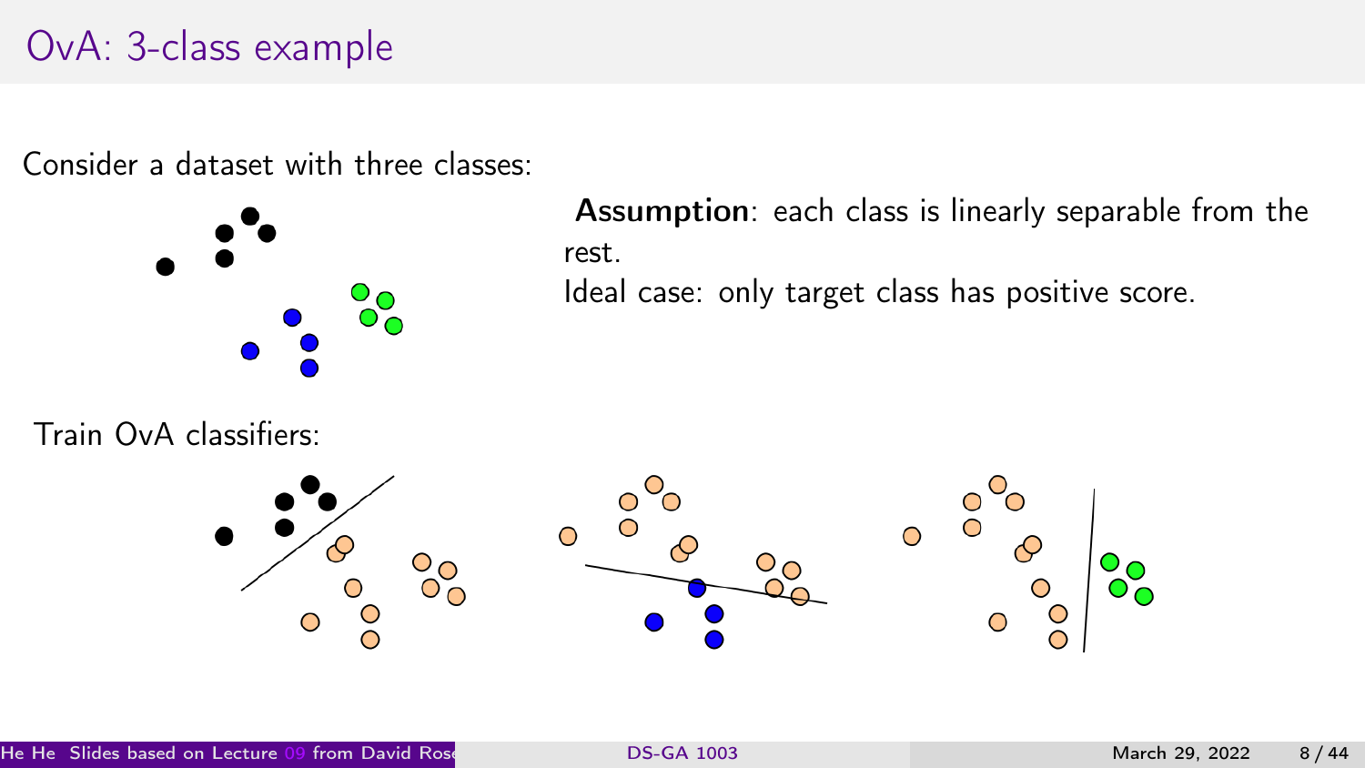# OvA: 3-class example

Consider a dataset with three classes:

**Assumption**: each class is linearly separable from the rest.

Ideal case: only target class has positive score.

Train OvA classifiers: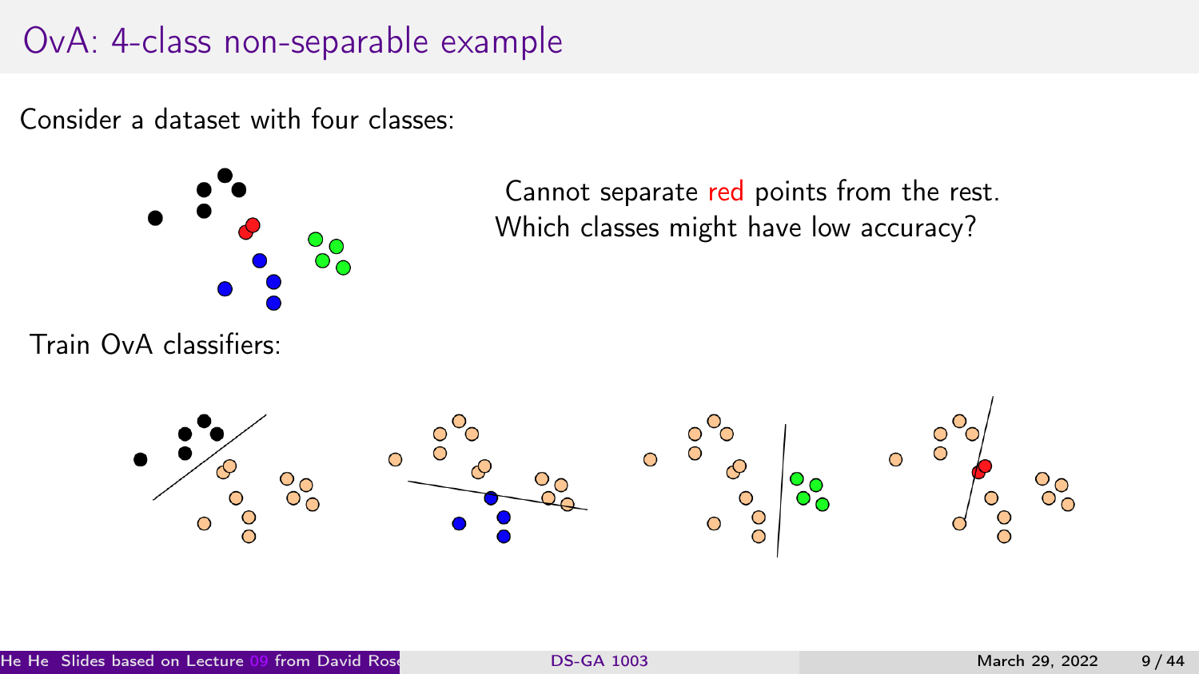# OvA: 4-class non-separable example

Consider a dataset with four classes:

Cannot separate red points from the rest.
Which classes might have low accuracy?

Train OvA classifiers: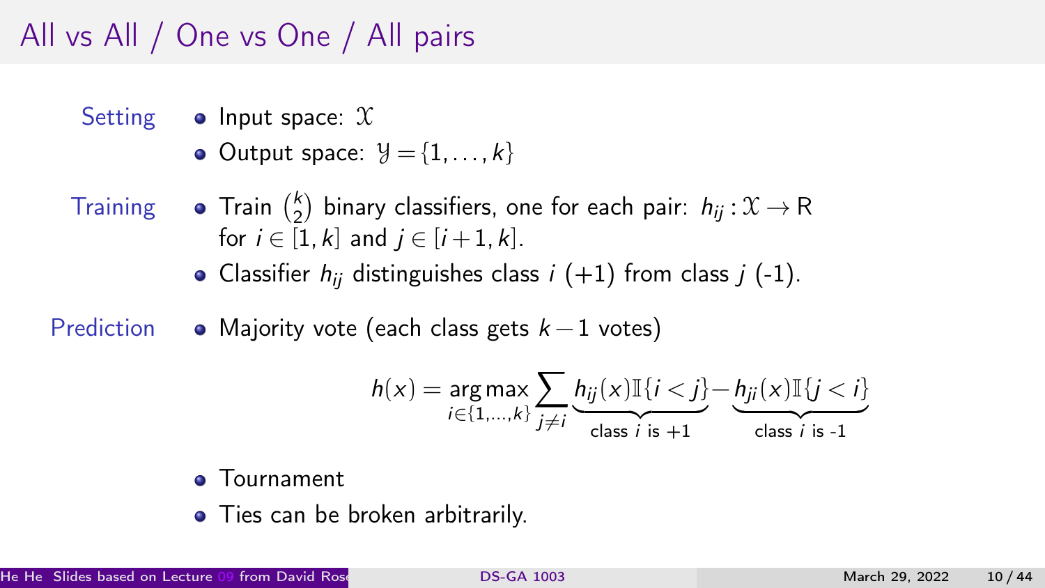# All vs All / One vs One / All pairs

**Setting**

- Input space: $\mathcal{X}$
- Output space: $\mathcal{Y} = \{1, \ldots, k\}$

**Training**

- Train $\binom{k}{2}$ binary classifiers, one for each pair: $h_{ij} : \mathcal{X} \to \mathrm{R}$ for $i \in [1, k]$ and $j \in [i+1, k]$.
- Classifier $h_{ij}$ distinguishes class $i$ (+1) from class $j$ (-1).

**Prediction**

- Majority vote (each class gets $k-1$ votes)

$$h(x) = \underset{i \in \{1,\ldots,k\}}{\arg\max} \sum_{j \neq i} \underbrace{h_{ij}(x)\mathbb{I}\{i < j\}}_{\text{class } i \text{ is } +1} - \underbrace{h_{ji}(x)\mathbb{I}\{j < i\}}_{\text{class } i \text{ is -1}}$$

- Tournament
- Ties can be broken arbitrarily.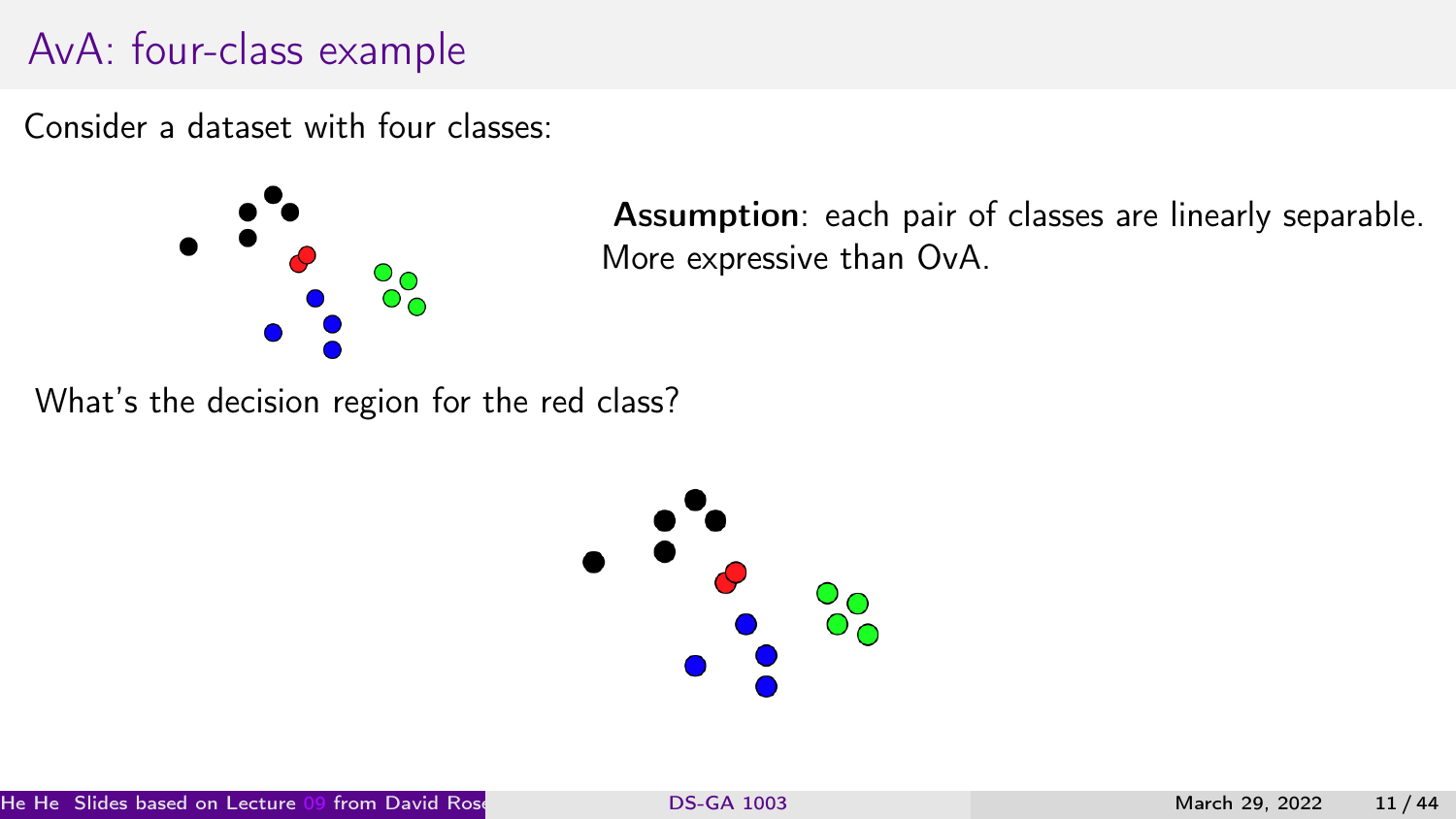# AvA: four-class example

Consider a dataset with four classes:

**Assumption**: each pair of classes are linearly separable.
More expressive than OvA.

What's the decision region for the red class?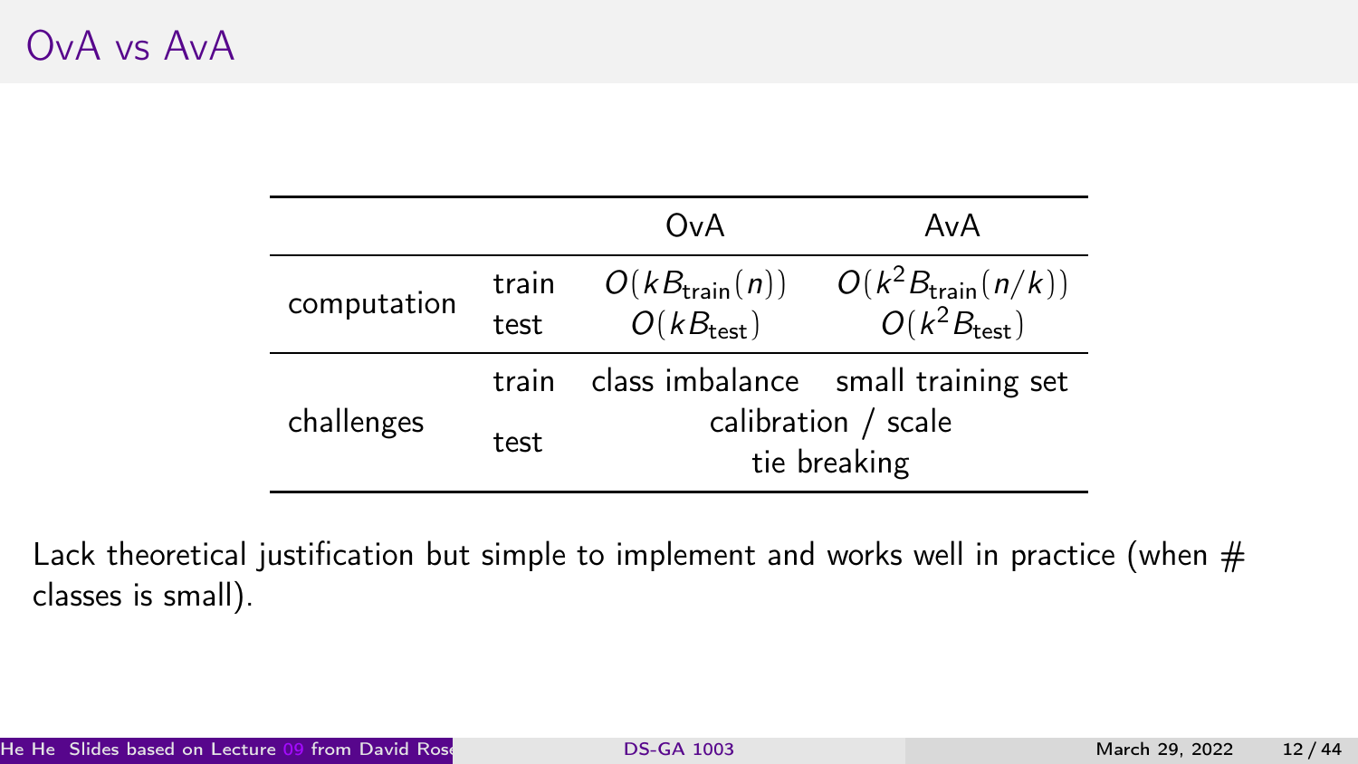# OvA vs AvA

| | | OvA | AvA |
|---|---|---|---|
| computation | train | $O(kB_{\text{train}}(n))$ | $O(k^2 B_{\text{train}}(n/k))$ |
| | test | $O(kB_{\text{test}})$ | $O(k^2 B_{\text{test}})$ |
| challenges | train | class imbalance | small training set |
| | test | calibration / scale<br>tie breaking | |

Lack theoretical justification but simple to implement and works well in practice (when # classes is small).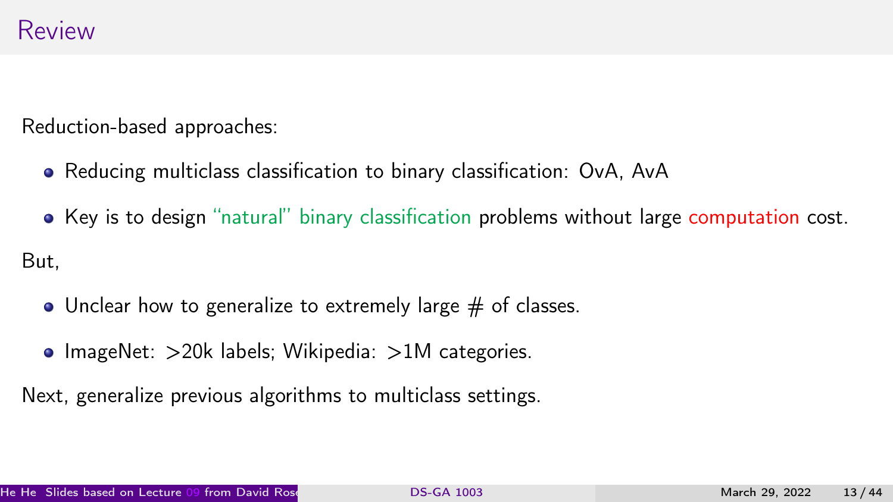## Review

Reduction-based approaches:

- Reducing multiclass classification to binary classification: OvA, AvA
- Key is to design "natural" binary classification problems without large computation cost.

But,

- Unclear how to generalize to extremely large # of classes.
- ImageNet: >20k labels; Wikipedia: >1M categories.

Next, generalize previous algorithms to multiclass settings.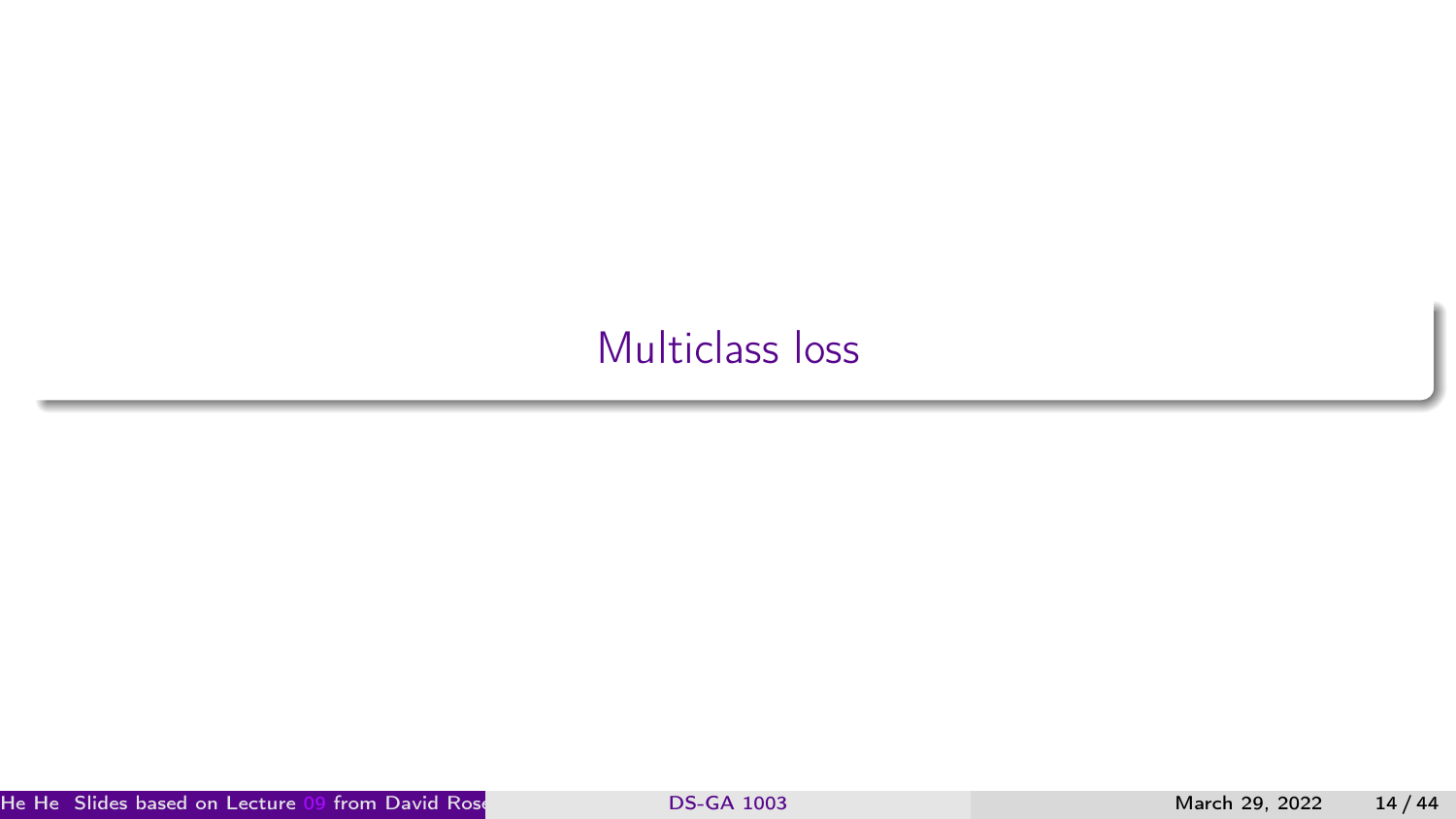# Multiclass loss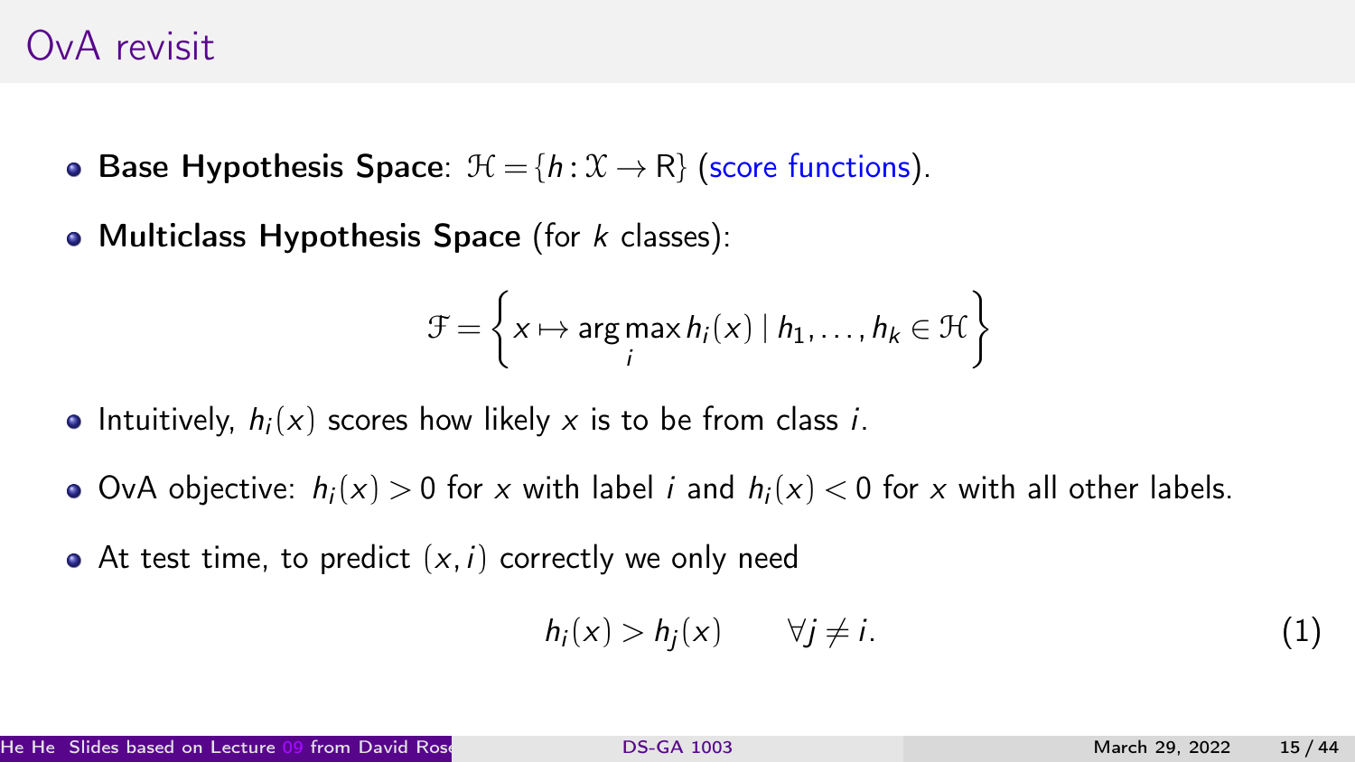# OvA revisit

- **Base Hypothesis Space**: $\mathcal{H} = \{h : \mathcal{X} \to \mathrm{R}\}$ (score functions).
- **Multiclass Hypothesis Space** (for $k$ classes):

$$\mathcal{F} = \left\{ x \mapsto \arg\max_i h_i(x) \mid h_1, \ldots, h_k \in \mathcal{H} \right\}$$

- Intuitively, $h_i(x)$ scores how likely $x$ is to be from class $i$.
- OvA objective: $h_i(x) > 0$ for $x$ with label $i$ and $h_i(x) < 0$ for $x$ with all other labels.
- At test time, to predict $(x, i)$ correctly we only need

$$h_i(x) > h_j(x) \qquad \forall j \neq i. \tag{1}$$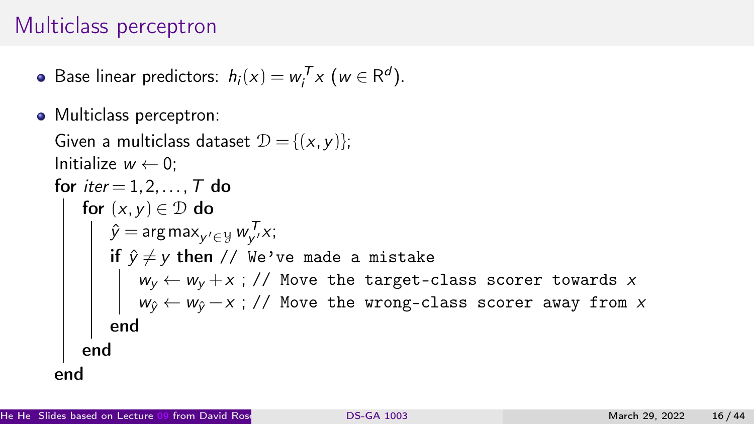# Multiclass perceptron

- Base linear predictors: $h_i(x) = w_i^T x$ ($w \in \mathbb{R}^d$).
- Multiclass perceptron:

  Given a multiclass dataset $\mathcal{D} = \{(x, y)\}$;
  Initialize $w \leftarrow 0$;
  **for** $iter = 1, 2, \ldots, T$ **do**
  &nbsp;&nbsp;&nbsp;&nbsp;**for** $(x, y) \in \mathcal{D}$ **do**
  &nbsp;&nbsp;&nbsp;&nbsp;&nbsp;&nbsp;&nbsp;&nbsp;$\hat{y} = \arg\max_{y' \in \mathcal{Y}} w_{y'}^T x$;
  &nbsp;&nbsp;&nbsp;&nbsp;&nbsp;&nbsp;&nbsp;&nbsp;**if** $\hat{y} \neq y$ **then** `// We've made a mistake`
  &nbsp;&nbsp;&nbsp;&nbsp;&nbsp;&nbsp;&nbsp;&nbsp;&nbsp;&nbsp;&nbsp;&nbsp;$w_y \leftarrow w_y + x$ ; `// Move the target-class scorer towards` $x$
  &nbsp;&nbsp;&nbsp;&nbsp;&nbsp;&nbsp;&nbsp;&nbsp;&nbsp;&nbsp;&nbsp;&nbsp;$w_{\hat{y}} \leftarrow w_{\hat{y}} - x$ ; `// Move the wrong-class scorer away from` $x$
  &nbsp;&nbsp;&nbsp;&nbsp;&nbsp;&nbsp;&nbsp;&nbsp;**end**
  &nbsp;&nbsp;&nbsp;&nbsp;**end**
  **end**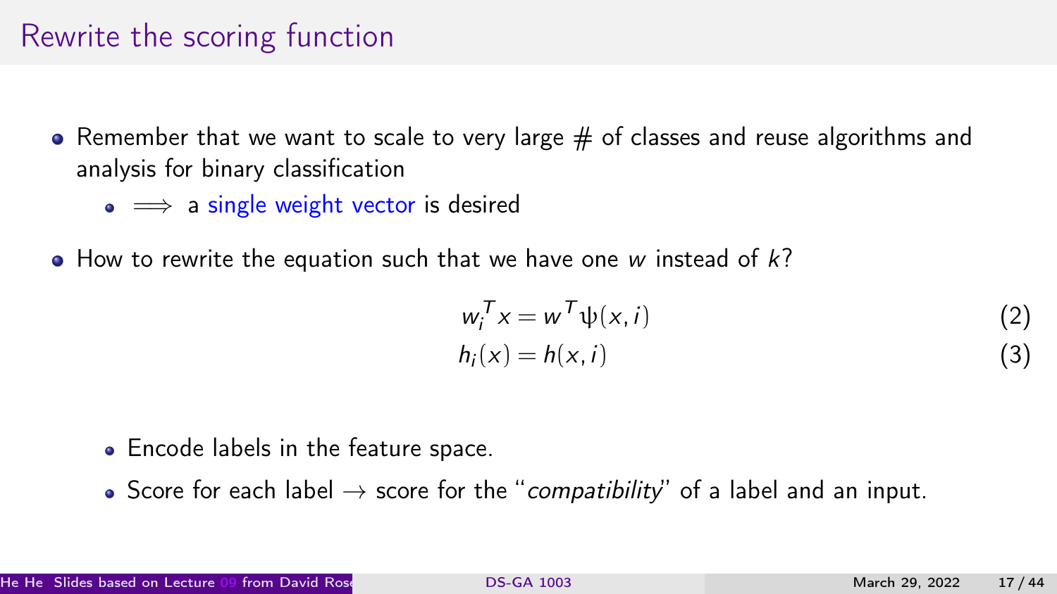# Rewrite the scoring function

- Remember that we want to scale to very large # of classes and reuse algorithms and analysis for binary classification
  - $\implies$ a single weight vector is desired
- How to rewrite the equation such that we have one $w$ instead of $k$?

$$w_i^T x = w^T \psi(x, i) \tag{2}$$

$$h_i(x) = h(x, i) \tag{3}$$

  - Encode labels in the feature space.
  - Score for each label $\rightarrow$ score for the "*compatibility*" of a label and an input.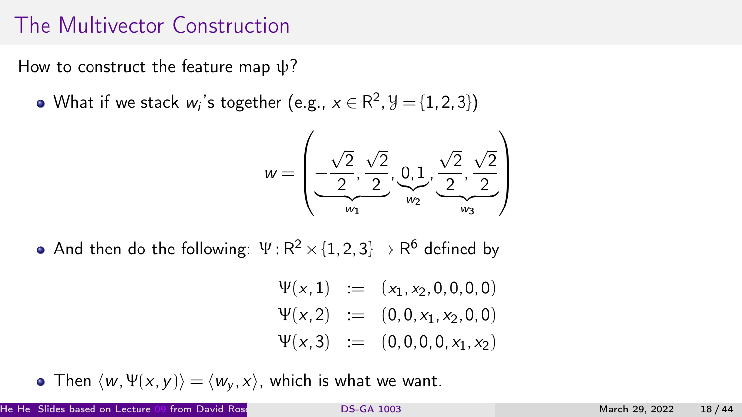# The Multivector Construction

How to construct the feature map $\psi$?

- What if we stack $w_i$'s together (e.g., $x \in \mathbb{R}^2, \mathcal{Y} = \{1, 2, 3\}$)

$$w = \left( \underbrace{-\frac{\sqrt{2}}{2}, \frac{\sqrt{2}}{2}}_{w_1}, \underbrace{0, 1}_{w_2}, \underbrace{\frac{\sqrt{2}}{2}, \frac{\sqrt{2}}{2}}_{w_3} \right)$$

- And then do the following: $\Psi : \mathbb{R}^2 \times \{1, 2, 3\} \to \mathbb{R}^6$ defined by

$$\begin{aligned}
\Psi(x, 1) &:= (x_1, x_2, 0, 0, 0, 0) \\
\Psi(x, 2) &:= (0, 0, x_1, x_2, 0, 0) \\
\Psi(x, 3) &:= (0, 0, 0, 0, x_1, x_2)
\end{aligned}$$

- Then $\langle w, \Psi(x, y) \rangle = \langle w_y, x \rangle$, which is what we want.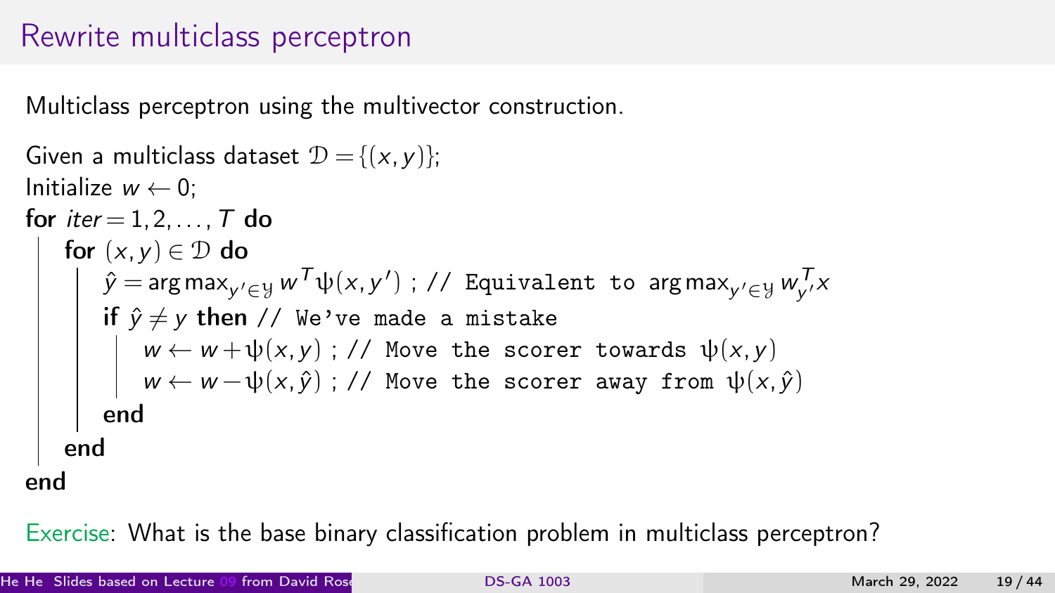# Rewrite multiclass perceptron

Multiclass perceptron using the multivector construction.

Given a multiclass dataset $\mathcal{D} = \{(x, y)\}$;
Initialize $w \leftarrow 0$;
**for** $iter = 1, 2, \ldots, T$ **do**
  **for** $(x, y) \in \mathcal{D}$ **do**
    $\hat{y} = \arg\max_{y' \in \mathcal{Y}} w^T \psi(x, y')$ ; `// Equivalent to` $\arg\max_{y' \in \mathcal{Y}} w_{y'}^T x$
    **if** $\hat{y} \neq y$ **then** `// We've made a mistake`
      $w \leftarrow w + \psi(x, y)$ ; `// Move the scorer towards` $\psi(x, y)$
      $w \leftarrow w - \psi(x, \hat{y})$ ; `// Move the scorer away from` $\psi(x, \hat{y})$
    **end**
  **end**
**end**

Exercise: What is the base binary classification problem in multiclass perceptron?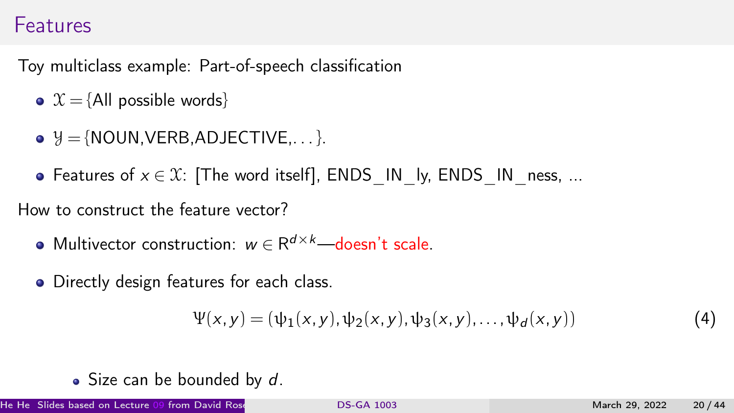# Features

Toy multiclass example: Part-of-speech classification

- $\mathcal{X} = \{\text{All possible words}\}$
- $\mathcal{Y} = \{\text{NOUN}, \text{VERB}, \text{ADJECTIVE}, \ldots\}$.
- Features of $x \in \mathcal{X}$: [The word itself], ENDS_IN_ly, ENDS_IN_ness, ...

How to construct the feature vector?

- Multivector construction: $w \in \mathbb{R}^{d \times k}$—doesn't scale.
- Directly design features for each class.

$$\Psi(x, y) = (\psi_1(x, y), \psi_2(x, y), \psi_3(x, y), \ldots, \psi_d(x, y)) \tag{4}$$

  - Size can be bounded by $d$.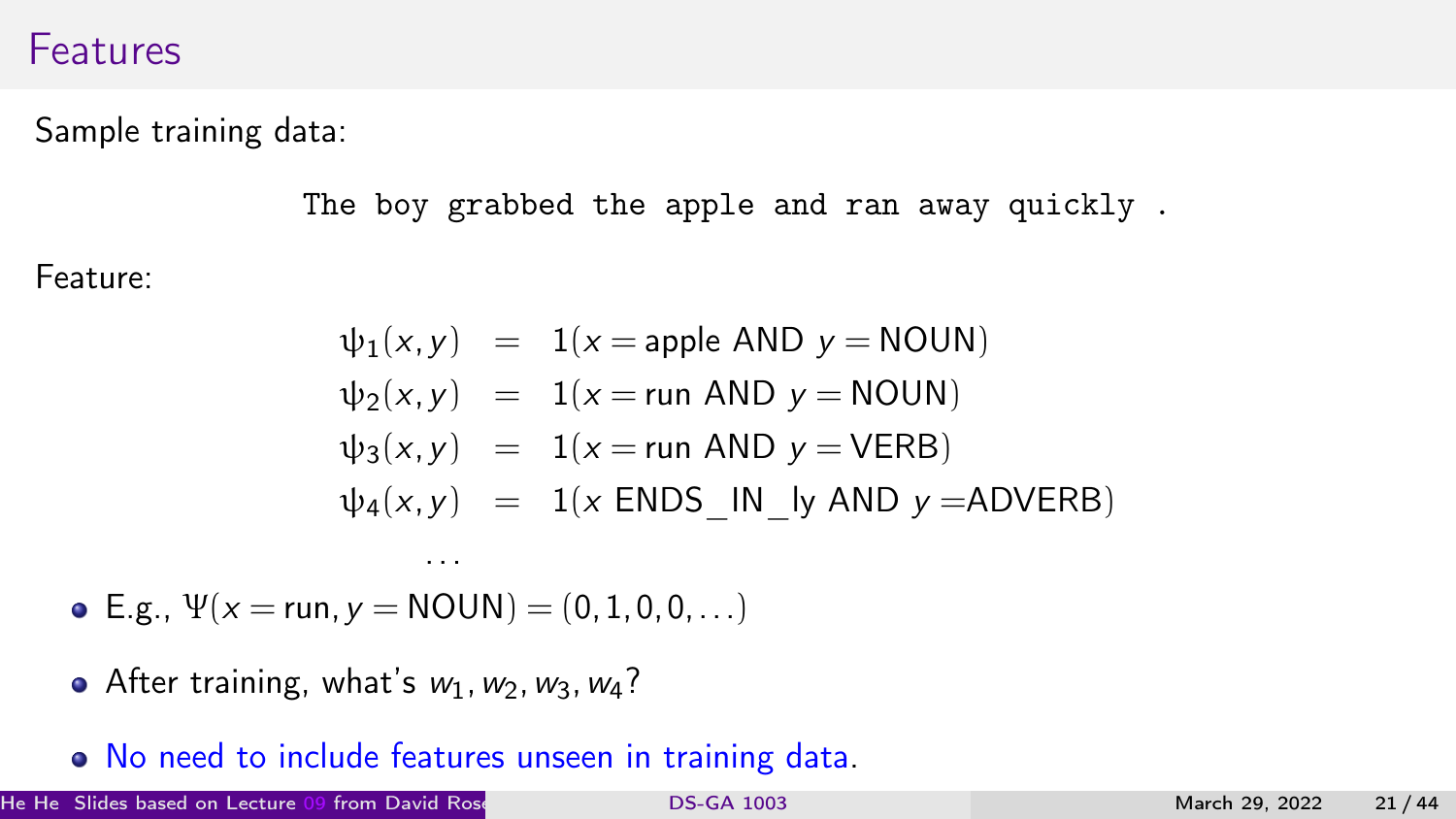# Features

Sample training data:

```
The boy grabbed the apple and ran away quickly .
```

Feature:

$$
\begin{aligned}
\psi_1(x,y) &= 1(x = \text{apple AND } y = \text{NOUN}) \\
\psi_2(x,y) &= 1(x = \text{run AND } y = \text{NOUN}) \\
\psi_3(x,y) &= 1(x = \text{run AND } y = \text{VERB}) \\
\psi_4(x,y) &= 1(x \text{ ENDS\_IN\_ly AND } y = \text{ADVERB}) \\
&\ldots
\end{aligned}
$$

- E.g., $\Psi(x = \text{run}, y = \text{NOUN}) = (0,1,0,0,\ldots)$
- After training, what's $w_1, w_2, w_3, w_4$?
- No need to include features unseen in training data.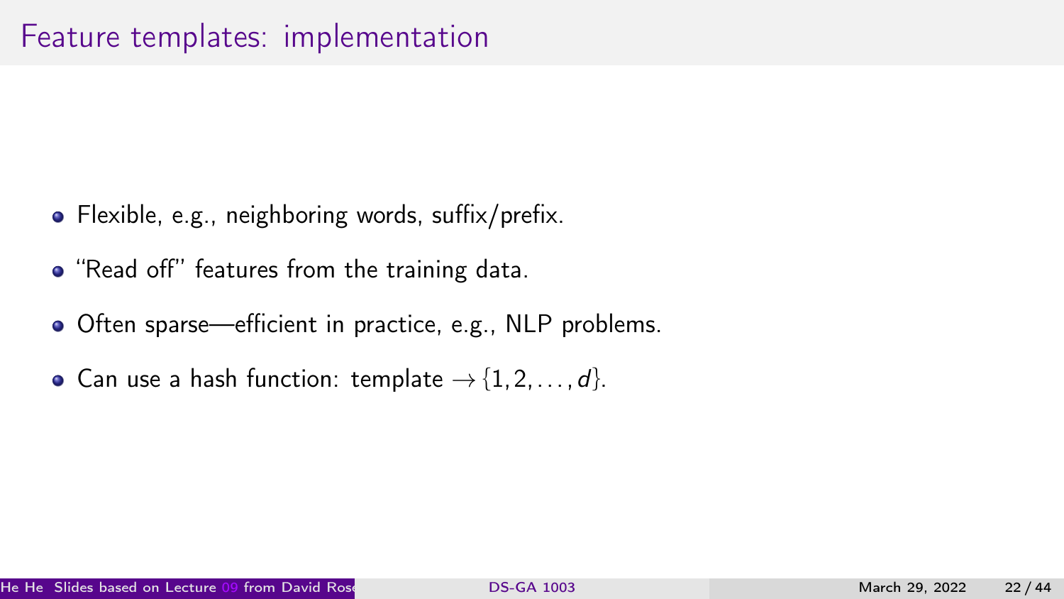# Feature templates: implementation

- Flexible, e.g., neighboring words, suffix/prefix.
- "Read off" features from the training data.
- Often sparse—efficient in practice, e.g., NLP problems.
- Can use a hash function: template $\rightarrow \{1, 2, \ldots, d\}$.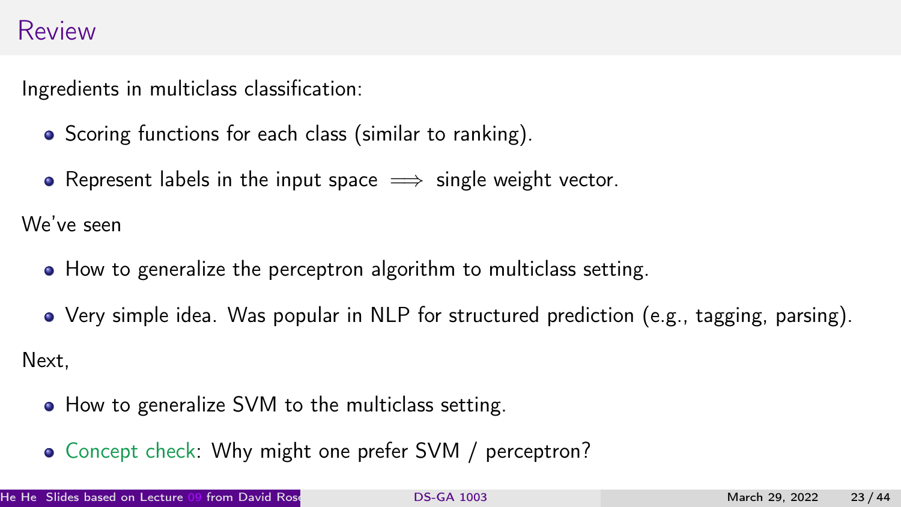# Review

Ingredients in multiclass classification:

- Scoring functions for each class (similar to ranking).
- Represent labels in the input space $\implies$ single weight vector.

We've seen

- How to generalize the perceptron algorithm to multiclass setting.
- Very simple idea. Was popular in NLP for structured prediction (e.g., tagging, parsing).

Next,

- How to generalize SVM to the multiclass setting.
- Concept check: Why might one prefer SVM / perceptron?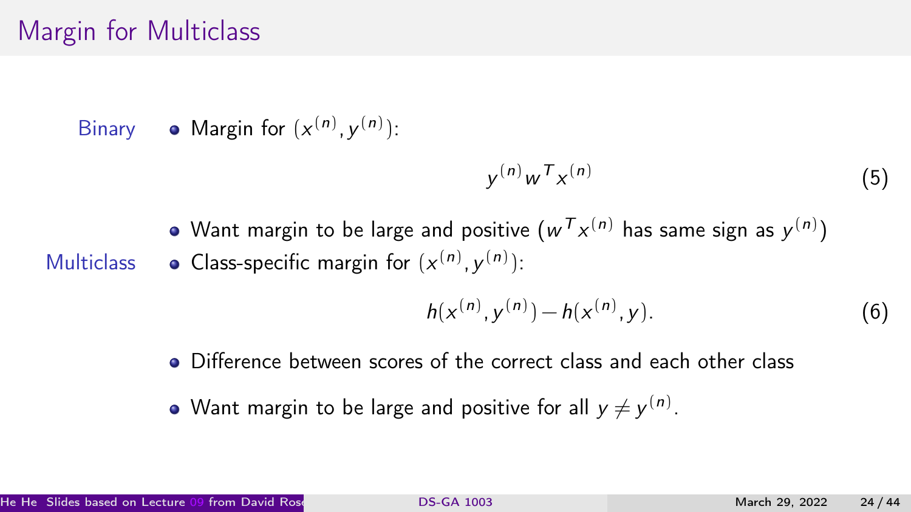# Margin for Multiclass

**Binary**

- Margin for $(x^{(n)}, y^{(n)})$:

$$y^{(n)} w^T x^{(n)} \tag{5}$$

- Want margin to be large and positive ($w^T x^{(n)}$ has same sign as $y^{(n)}$)

**Multiclass**

- Class-specific margin for $(x^{(n)}, y^{(n)})$:

$$h(x^{(n)}, y^{(n)}) - h(x^{(n)}, y). \tag{6}$$

- Difference between scores of the correct class and each other class
- Want margin to be large and positive for all $y \neq y^{(n)}$.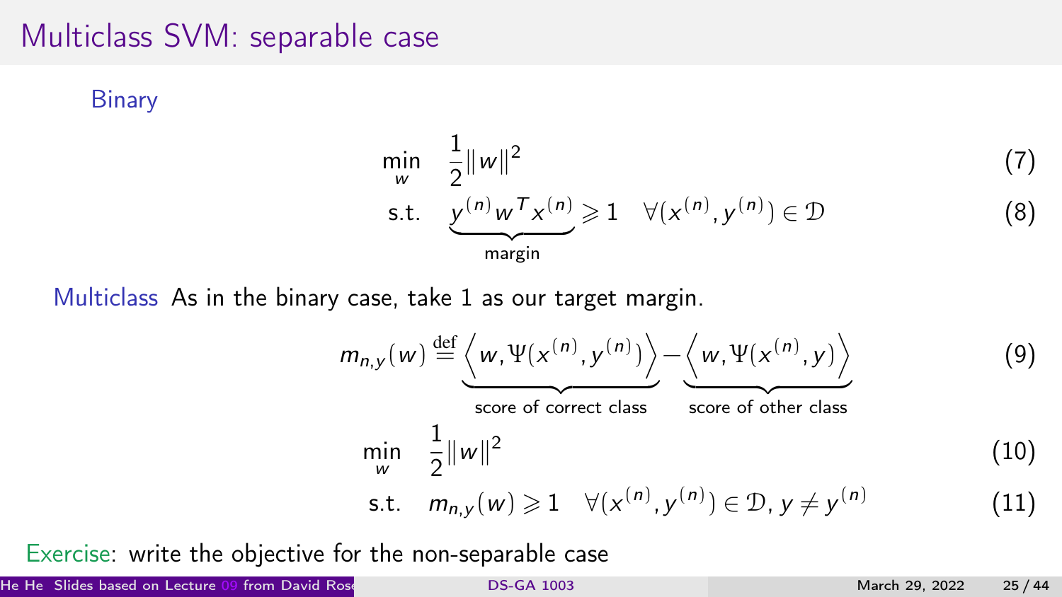# Multiclass SVM: separable case

**Binary**

$$
\begin{aligned}
\min_{w} \quad & \frac{1}{2}\|w\|^2 && (7) \\
\text{s.t.} \quad & \underbrace{y^{(n)} w^T x^{(n)}}_{\text{margin}} \geqslant 1 \quad \forall (x^{(n)}, y^{(n)}) \in \mathcal{D} && (8)
\end{aligned}
$$

**Multiclass** As in the binary case, take 1 as our target margin.

$$
m_{n,y}(w) \stackrel{\text{def}}{=} \underbrace{\left\langle w, \Psi(x^{(n)}, y^{(n)}) \right\rangle}_{\text{score of correct class}} - \underbrace{\left\langle w, \Psi(x^{(n)}, y) \right\rangle}_{\text{score of other class}} \tag{9}
$$

$$
\begin{aligned}
\min_{w} \quad & \frac{1}{2}\|w\|^2 && (10) \\
\text{s.t.} \quad & m_{n,y}(w) \geqslant 1 \quad \forall (x^{(n)}, y^{(n)}) \in \mathcal{D}, \, y \neq y^{(n)} && (11)
\end{aligned}
$$

Exercise: write the objective for the non-separable case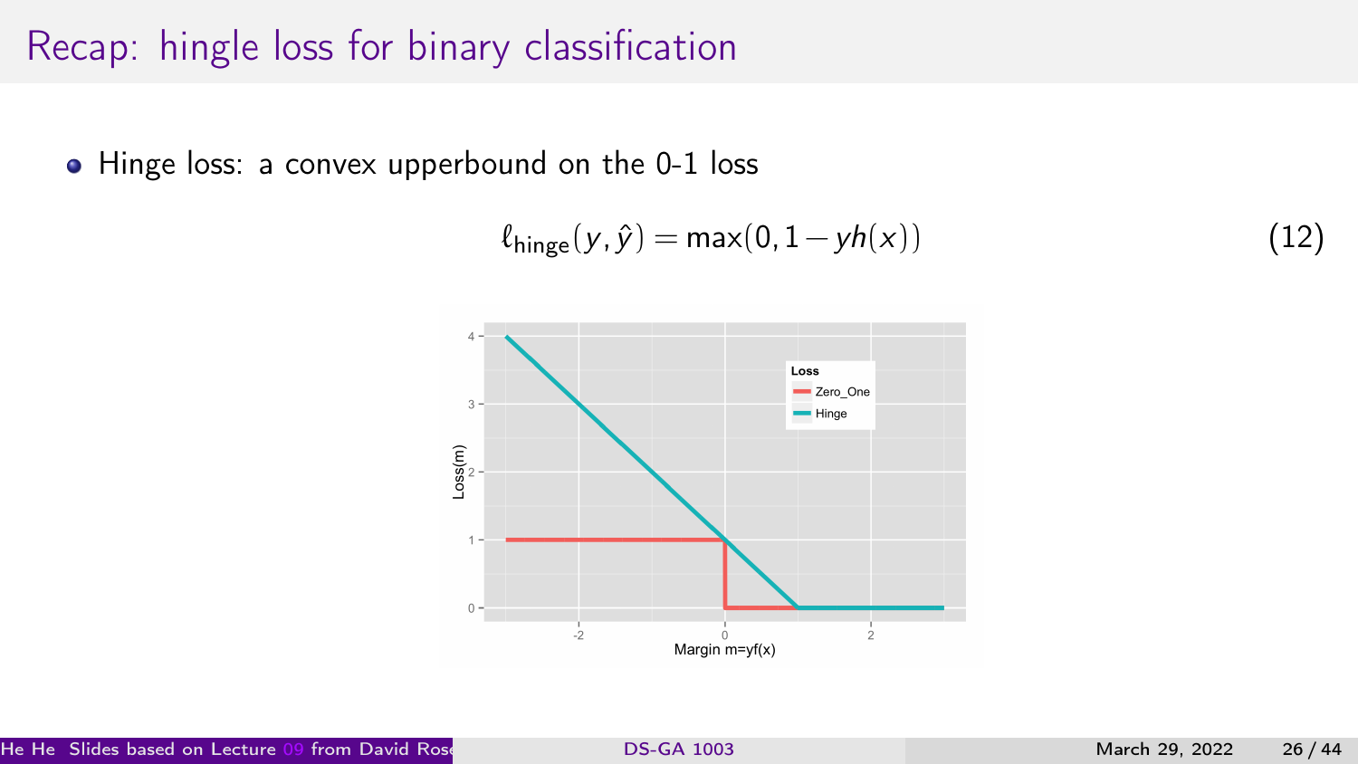# Recap: hingle loss for binary classification

- Hinge loss: a convex upperbound on the 0-1 loss

$$\ell_{\text{hinge}}(y, \hat{y}) = \max(0, 1 - yh(x)) \tag{12}$$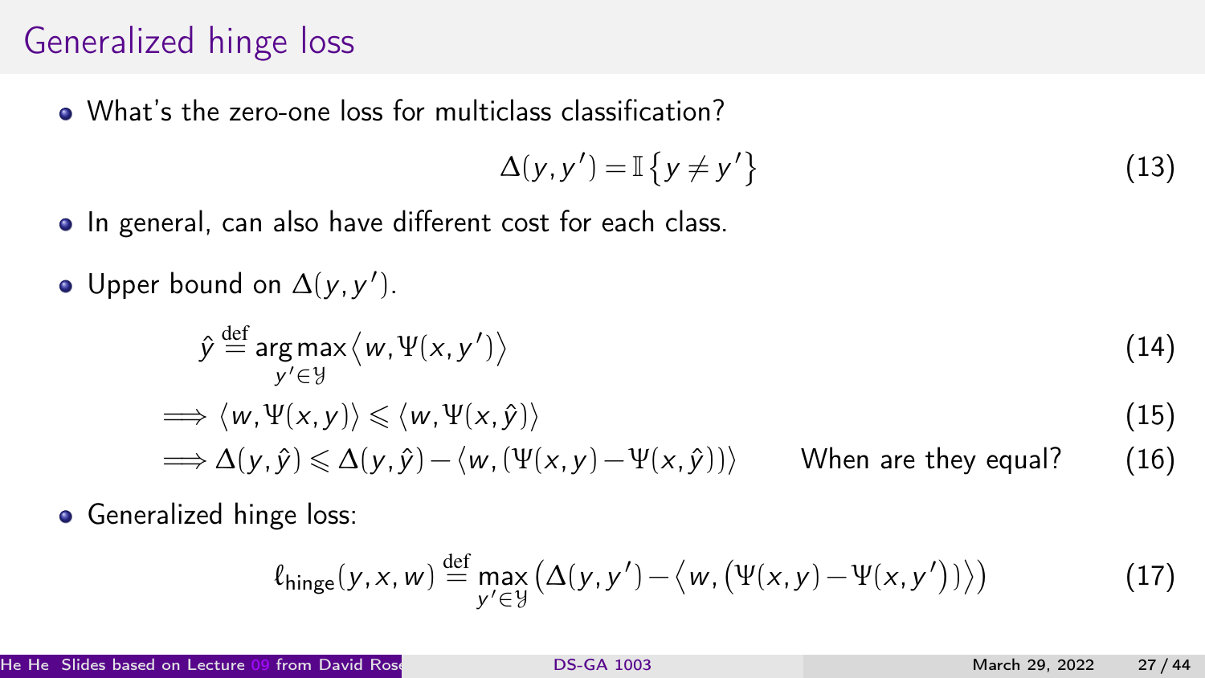# Generalized hinge loss

- What's the zero-one loss for multiclass classification?

$$\Delta(y, y') = \mathbb{I}\{y \neq y'\} \tag{13}$$

- In general, can also have different cost for each class.

- Upper bound on $\Delta(y, y')$.

$$\hat{y} \stackrel{\text{def}}{=} \underset{y' \in \mathcal{Y}}{\arg\max} \langle w, \Psi(x, y') \rangle \tag{14}$$

$$\implies \langle w, \Psi(x, y) \rangle \leqslant \langle w, \Psi(x, \hat{y}) \rangle \tag{15}$$

$$\implies \Delta(y, \hat{y}) \leqslant \Delta(y, \hat{y}) - \langle w, (\Psi(x, y) - \Psi(x, \hat{y})) \rangle \qquad \text{When are they equal?} \tag{16}$$

- Generalized hinge loss:

$$\ell_{\text{hinge}}(y, x, w) \stackrel{\text{def}}{=} \max_{y' \in \mathcal{Y}} \left( \Delta(y, y') - \left\langle w, \left( \Psi(x, y) - \Psi(x, y') \right) \right\rangle \right) \tag{17}$$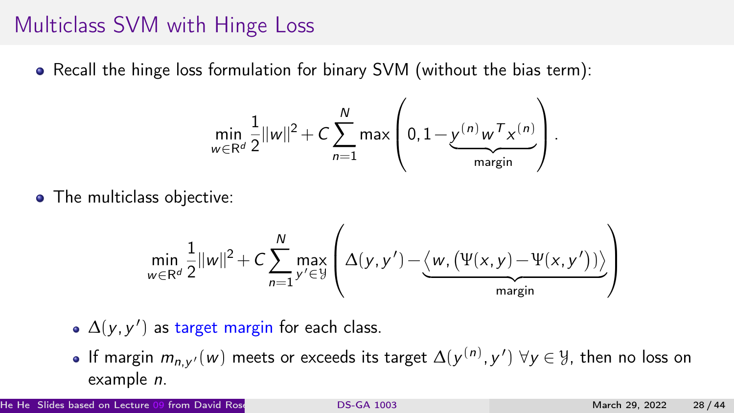# Multiclass SVM with Hinge Loss

- Recall the hinge loss formulation for binary SVM (without the bias term):

$$\min_{w \in \mathbb{R}^d} \frac{1}{2}\|w\|^2 + C \sum_{n=1}^{N} \max\left(0, 1 - \underbrace{y^{(n)} w^T x^{(n)}}_{\text{margin}}\right).$$

- The multiclass objective:

$$\min_{w \in \mathbb{R}^d} \frac{1}{2}\|w\|^2 + C \sum_{n=1}^{N} \max_{y' \in \mathcal{Y}} \left(\Delta(y, y') - \underbrace{\langle w, \left(\Psi(x, y) - \Psi(x, y')\right)\rangle}_{\text{margin}}\right)$$

  - $\Delta(y, y')$ as target margin for each class.
  - If margin $m_{n,y'}(w)$ meets or exceeds its target $\Delta(y^{(n)}, y')$ $\forall y \in \mathcal{Y}$, then no loss on example $n$.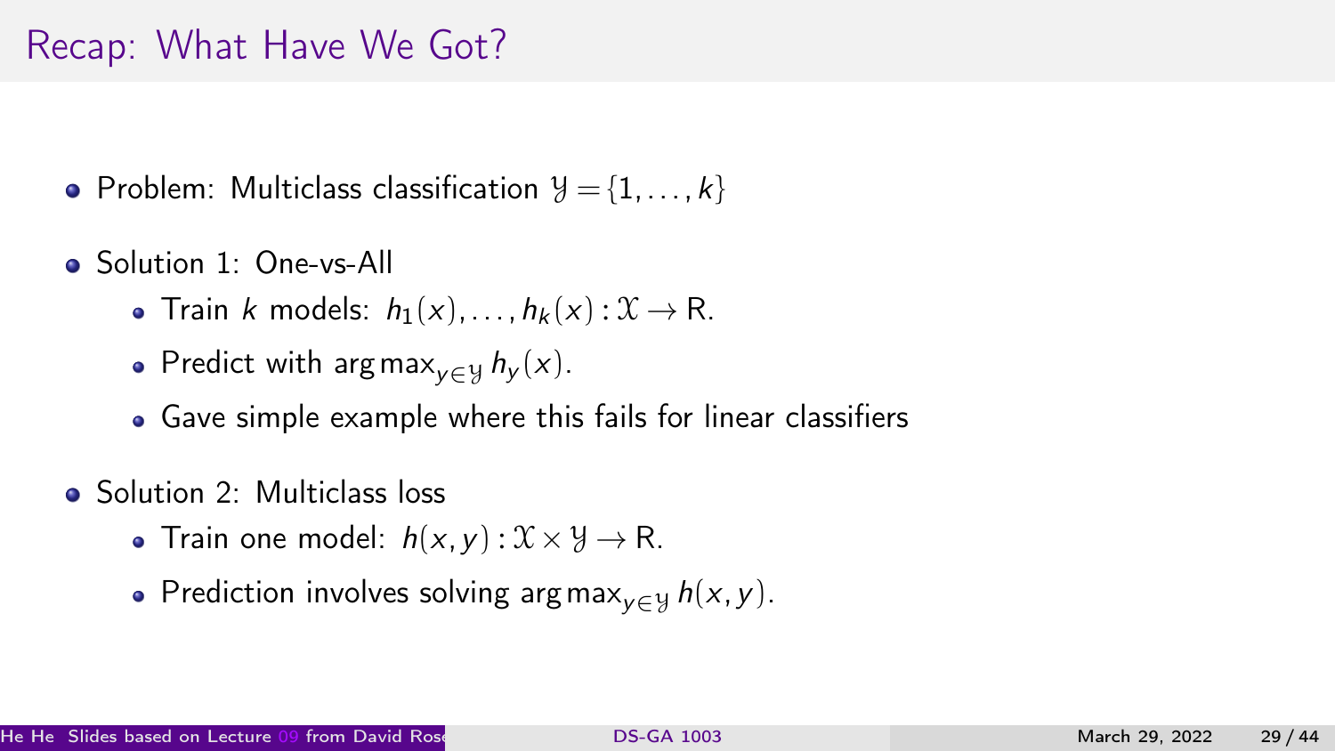# Recap: What Have We Got?

- Problem: Multiclass classification $\mathcal{Y} = \{1, \ldots, k\}$
- Solution 1: One-vs-All
  - Train $k$ models: $h_1(x), \ldots, h_k(x) : \mathcal{X} \to \mathrm{R}$.
  - Predict with $\arg\max_{y \in \mathcal{Y}} h_y(x)$.
  - Gave simple example where this fails for linear classifiers
- Solution 2: Multiclass loss
  - Train one model: $h(x, y) : \mathcal{X} \times \mathcal{Y} \to \mathrm{R}$.
  - Prediction involves solving $\arg\max_{y \in \mathcal{Y}} h(x, y)$.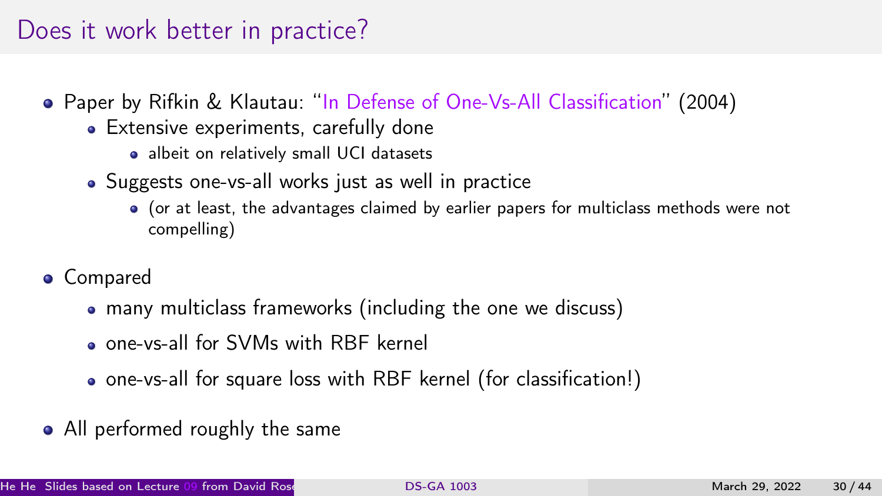# Does it work better in practice?

- Paper by Rifkin & Klautau: "In Defense of One-Vs-All Classification" (2004)
  - Extensive experiments, carefully done
    - albeit on relatively small UCI datasets
  - Suggests one-vs-all works just as well in practice
    - (or at least, the advantages claimed by earlier papers for multiclass methods were not compelling)
- Compared
  - many multiclass frameworks (including the one we discuss)
  - one-vs-all for SVMs with RBF kernel
  - one-vs-all for square loss with RBF kernel (for classification!)
- All performed roughly the same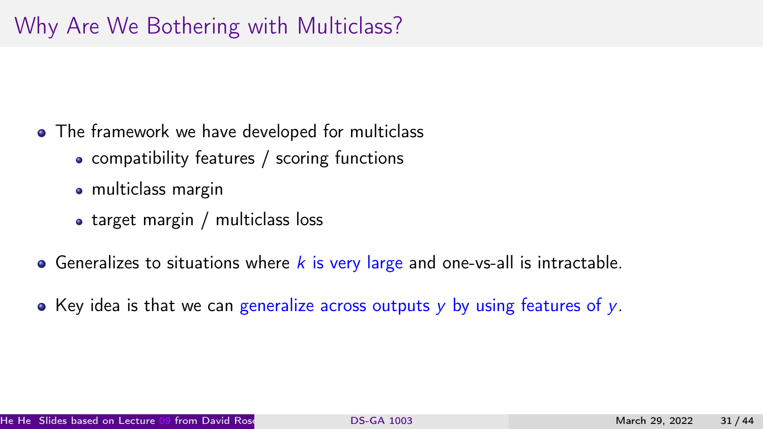# Why Are We Bothering with Multiclass?

- The framework we have developed for multiclass
  - compatibility features / scoring functions
  - multiclass margin
  - target margin / multiclass loss
- Generalizes to situations where $k$ is very large and one-vs-all is intractable.
- Key idea is that we can generalize across outputs $y$ by using features of $y$.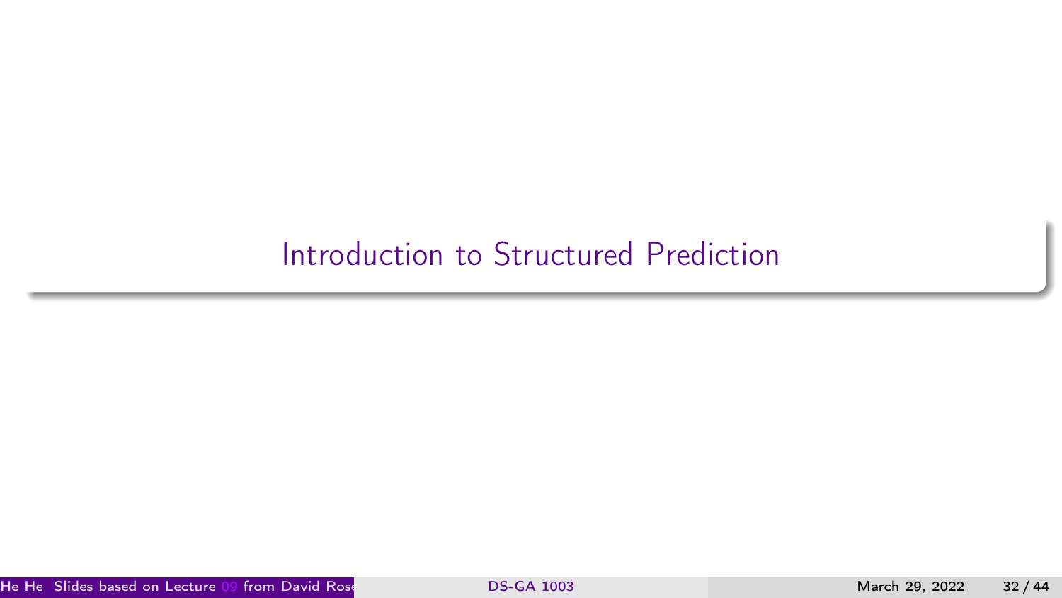# Introduction to Structured Prediction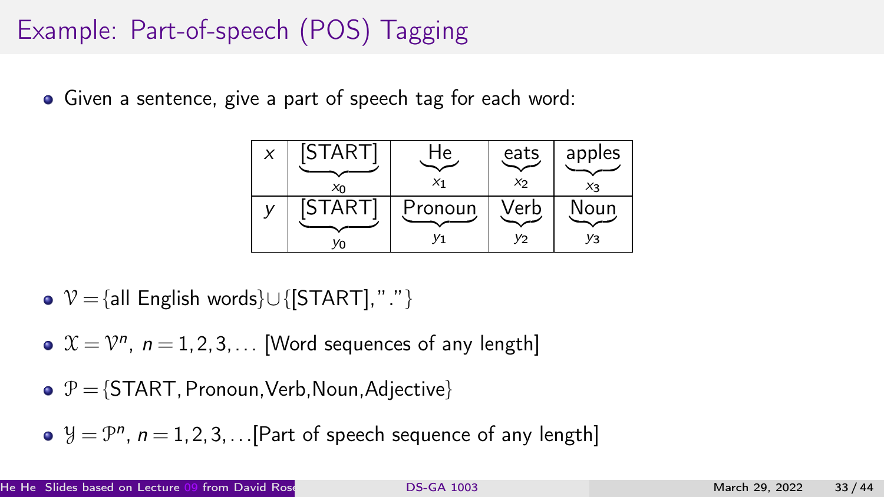# Example: Part-of-speech (POS) Tagging

- Given a sentence, give a part of speech tag for each word:

| $x$ | $\underbrace{\text{[START]}}_{x_0}$ | $\underbrace{\text{He}}_{x_1}$ | $\underbrace{\text{eats}}_{x_2}$ | $\underbrace{\text{apples}}_{x_3}$ |
|---|---|---|---|---|
| $y$ | $\underbrace{\text{[START]}}_{y_0}$ | $\underbrace{\text{Pronoun}}_{y_1}$ | $\underbrace{\text{Verb}}_{y_2}$ | $\underbrace{\text{Noun}}_{y_3}$ |

- $\mathcal{V} = \{\text{all English words}\} \cup \{\text{[START]}, \text{"."}\}$
- $\mathcal{X} = \mathcal{V}^n$, $n = 1, 2, 3, \ldots$ [Word sequences of any length]
- $\mathcal{P} = \{\text{START}, \text{Pronoun}, \text{Verb}, \text{Noun}, \text{Adjective}\}$
- $\mathcal{Y} = \mathcal{P}^n$, $n = 1, 2, 3, \ldots$[Part of speech sequence of any length]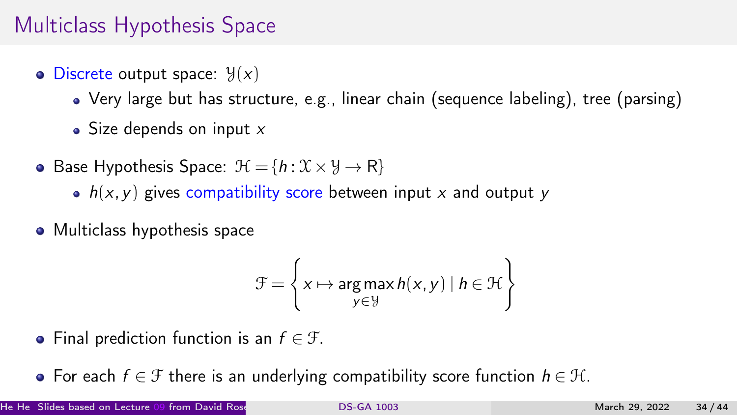# Multiclass Hypothesis Space

- Discrete output space: $\mathcal{Y}(x)$
  - Very large but has structure, e.g., linear chain (sequence labeling), tree (parsing)
  - Size depends on input $x$
- Base Hypothesis Space: $\mathcal{H} = \{h : \mathcal{X} \times \mathcal{Y} \to \mathrm{R}\}$
  - $h(x, y)$ gives compatibility score between input $x$ and output $y$
- Multiclass hypothesis space

$$\mathcal{F} = \left\{ x \mapsto \underset{y \in \mathcal{Y}}{\arg\max}\, h(x, y) \mid h \in \mathcal{H} \right\}$$

- Final prediction function is an $f \in \mathcal{F}$.
- For each $f \in \mathcal{F}$ there is an underlying compatibility score function $h \in \mathcal{H}$.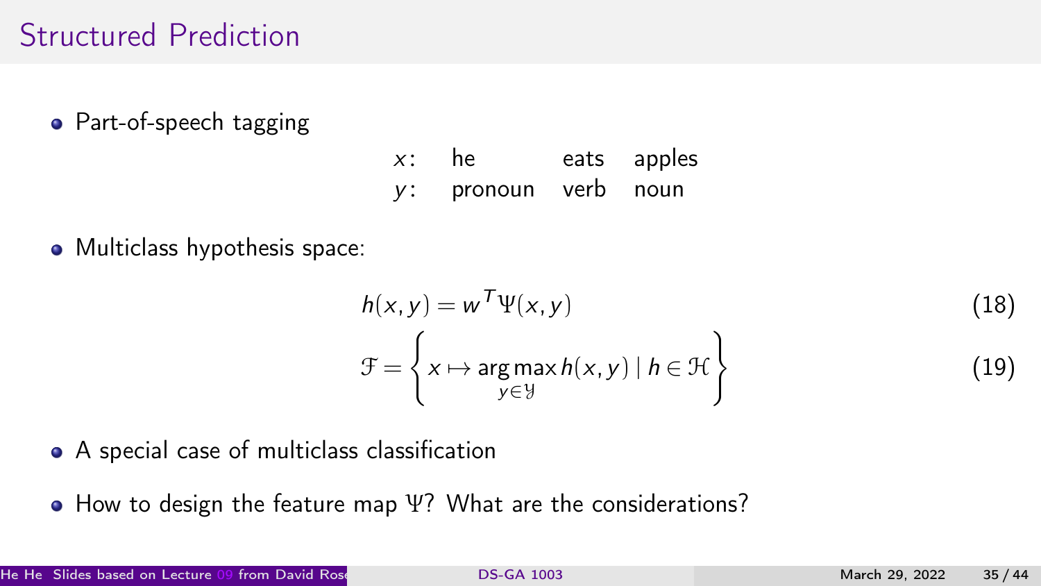# Structured Prediction

- Part-of-speech tagging

| $x$: | he | eats | apples |
|---|---|---|---|
| $y$: | pronoun | verb | noun |

- Multiclass hypothesis space:

$$h(x, y) = w^T \Psi(x, y) \tag{18}$$

$$\mathcal{F} = \left\{ x \mapsto \underset{y \in \mathcal{Y}}{\arg\max}\, h(x, y) \mid h \in \mathcal{H} \right\} \tag{19}$$

- A special case of multiclass classification
- How to design the feature map $\Psi$? What are the considerations?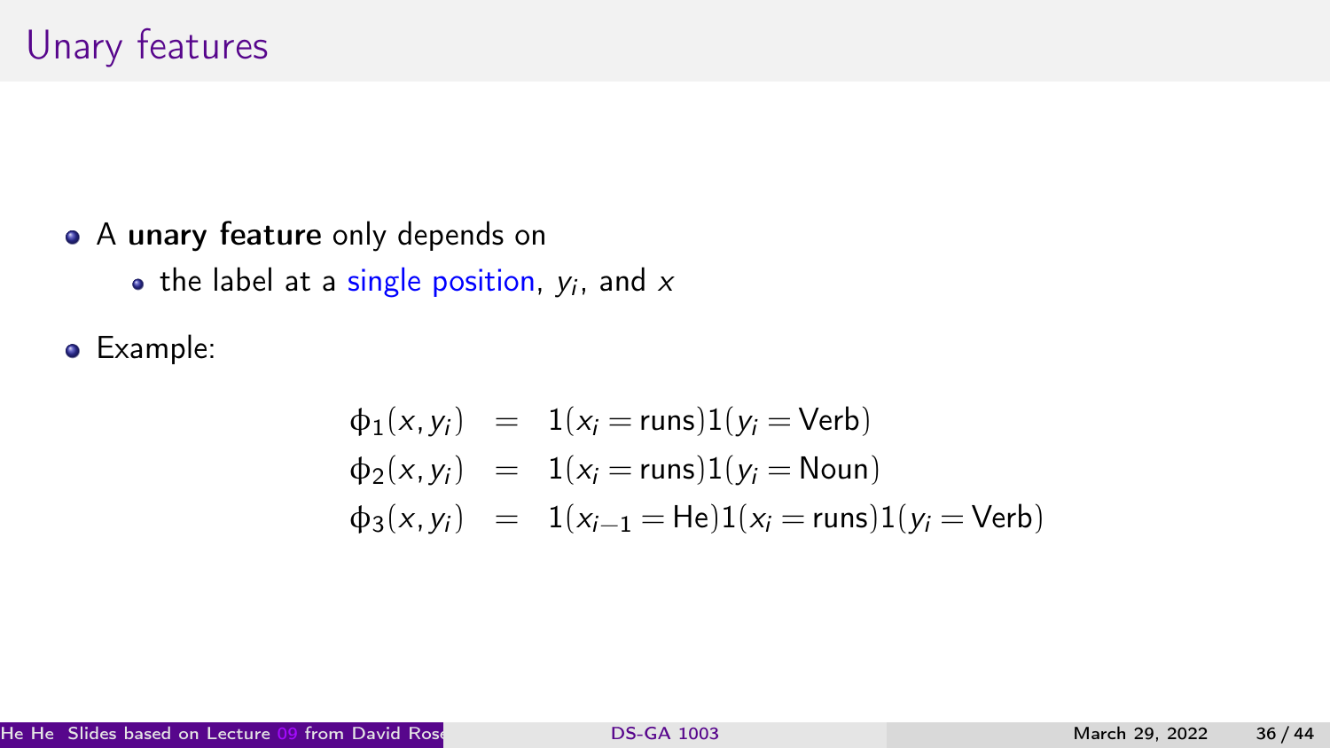# Unary features

- A **unary feature** only depends on
  - the label at a single position, $y_i$, and $x$
- Example:

$$
\begin{aligned}
\phi_1(x, y_i) &= 1(x_i = \text{runs})1(y_i = \text{Verb}) \\
\phi_2(x, y_i) &= 1(x_i = \text{runs})1(y_i = \text{Noun}) \\
\phi_3(x, y_i) &= 1(x_{i-1} = \text{He})1(x_i = \text{runs})1(y_i = \text{Verb})
\end{aligned}
$$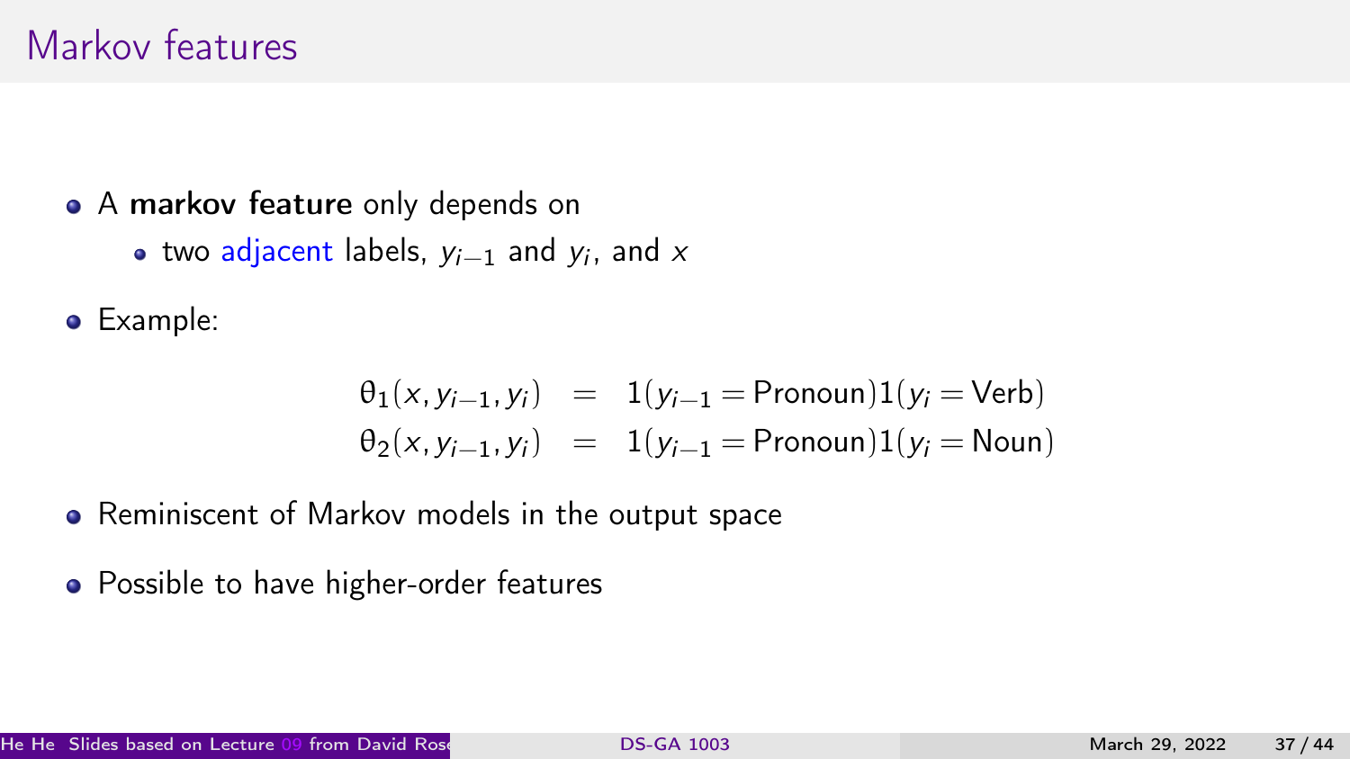# Markov features

- A **markov feature** only depends on
  - two adjacent labels, $y_{i-1}$ and $y_i$, and $x$
- Example:

$$
\begin{aligned}
\theta_1(x, y_{i-1}, y_i) &= 1(y_{i-1} = \text{Pronoun})1(y_i = \text{Verb}) \\
\theta_2(x, y_{i-1}, y_i) &= 1(y_{i-1} = \text{Pronoun})1(y_i = \text{Noun})
\end{aligned}
$$

- Reminiscent of Markov models in the output space
- Possible to have higher-order features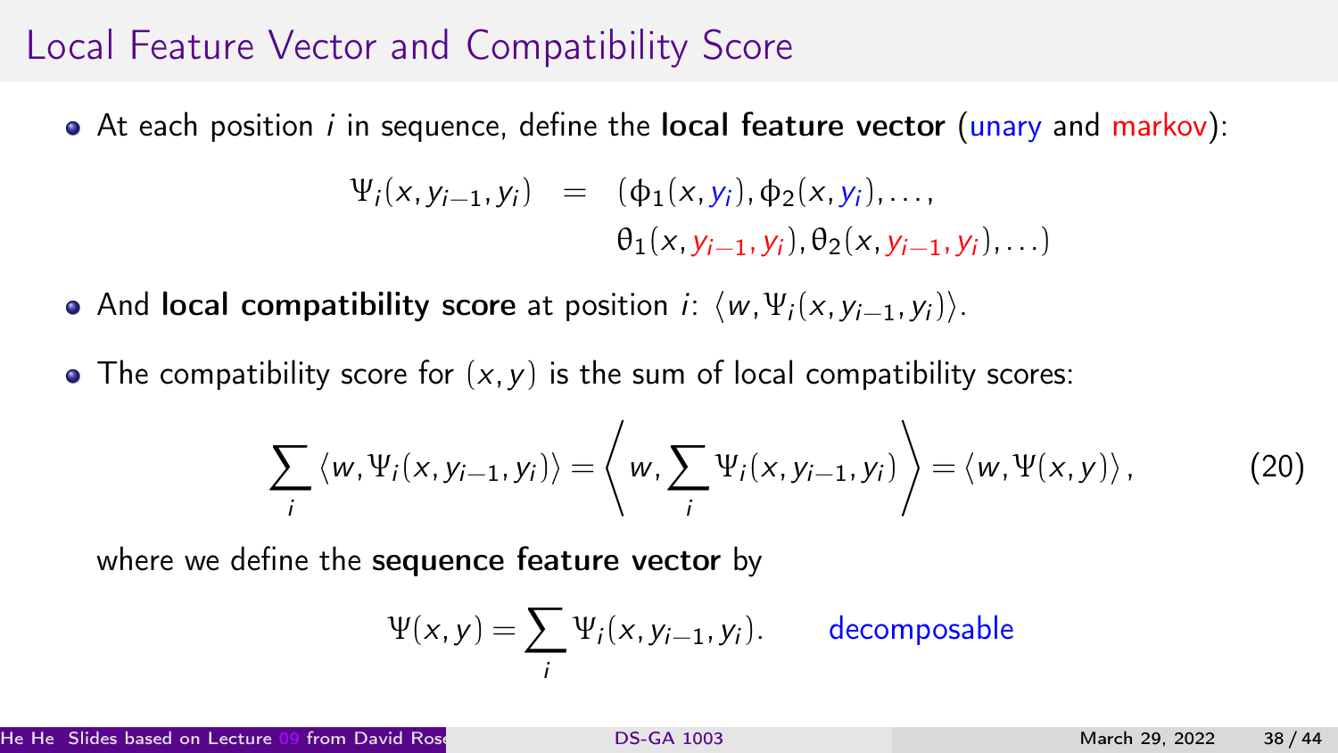# Local Feature Vector and Compatibility Score

- At each position $i$ in sequence, define the **local feature vector** (unary and markov):

$$
\begin{aligned}
\Psi_i(x, y_{i-1}, y_i) \quad = \quad & (\phi_1(x, y_i), \phi_2(x, y_i), \ldots, \\
& \theta_1(x, y_{i-1}, y_i), \theta_2(x, y_{i-1}, y_i), \ldots)
\end{aligned}
$$

- And **local compatibility score** at position $i$: $\langle w, \Psi_i(x, y_{i-1}, y_i) \rangle$.

- The compatibility score for $(x, y)$ is the sum of local compatibility scores:

$$
\sum_i \langle w, \Psi_i(x, y_{i-1}, y_i) \rangle = \left\langle w, \sum_i \Psi_i(x, y_{i-1}, y_i) \right\rangle = \langle w, \Psi(x, y) \rangle, \tag{20}
$$

  where we define the **sequence feature vector** by

$$
\Psi(x, y) = \sum_i \Psi_i(x, y_{i-1}, y_i). \qquad \text{decomposable}
$$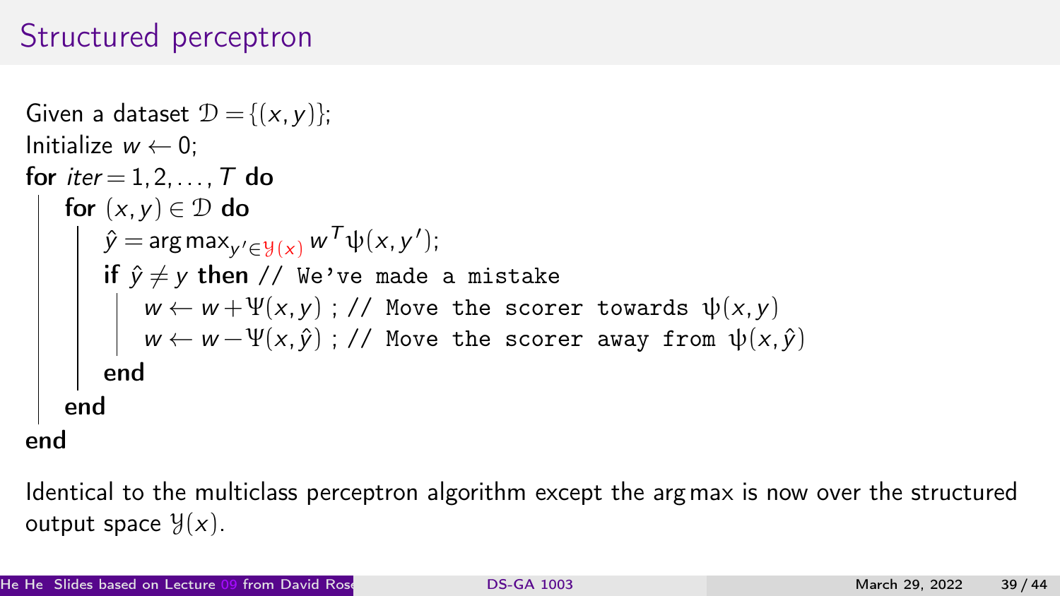# Structured perceptron

Given a dataset $\mathcal{D} = \{(x, y)\}$;
Initialize $w \leftarrow 0$;
**for** $iter = 1, 2, \ldots, T$ **do**
  **for** $(x, y) \in \mathcal{D}$ **do**
    $\hat{y} = \arg\max_{y' \in \mathcal{Y}(x)} w^T \psi(x, y')$;
    **if** $\hat{y} \neq y$ **then** `// We've made a mistake`
      $w \leftarrow w + \Psi(x, y)$ ; `// Move the scorer towards` $\psi(x, y)$
      $w \leftarrow w - \Psi(x, \hat{y})$ ; `// Move the scorer away from` $\psi(x, \hat{y})$
    **end**
  **end**
**end**

Identical to the multiclass perceptron algorithm except the arg max is now over the structured output space $\mathcal{Y}(x)$.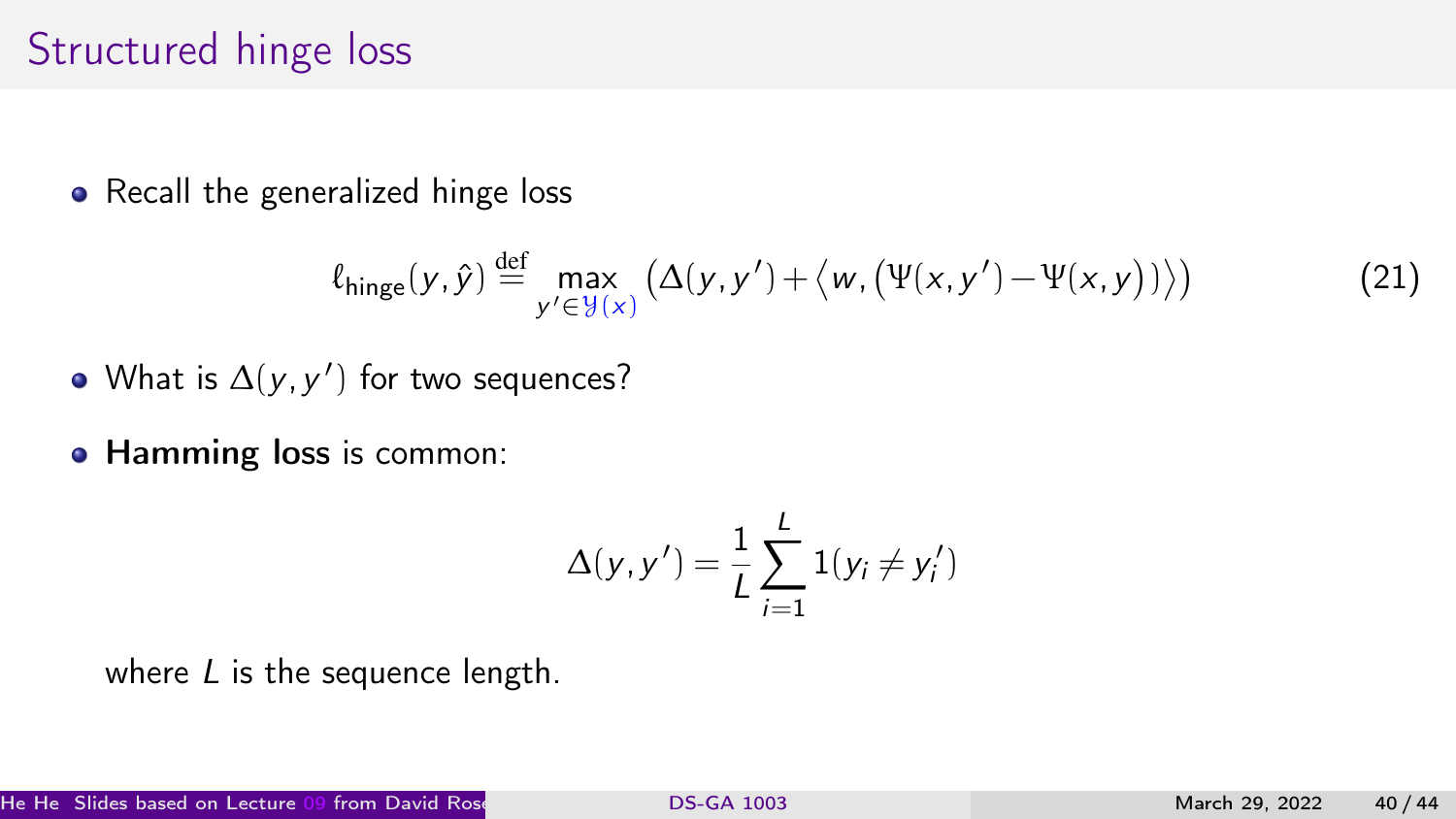# Structured hinge loss

- Recall the generalized hinge loss

$$\ell_{\text{hinge}}(y, \hat{y}) \stackrel{\text{def}}{=} \max_{y' \in \mathcal{Y}(x)} \left( \Delta(y, y') + \left\langle w, \left( \Psi(x, y') - \Psi(x, y) \right) \right\rangle \right) \tag{21}$$

- What is $\Delta(y, y')$ for two sequences?
- **Hamming loss** is common:

$$\Delta(y, y') = \frac{1}{L} \sum_{i=1}^{L} 1(y_i \neq y_i')$$

where $L$ is the sequence length.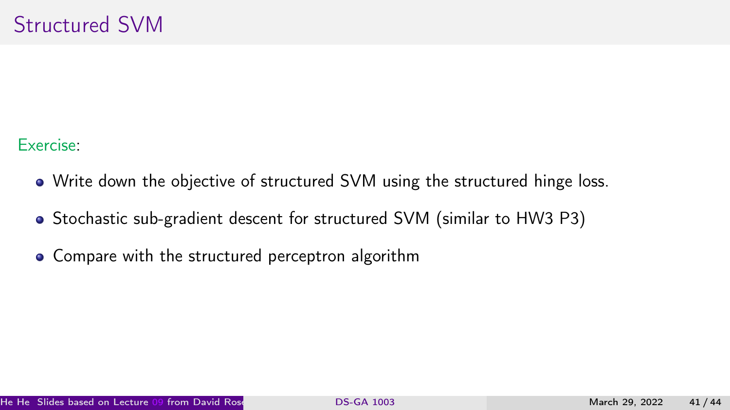# Structured SVM

Exercise:

- Write down the objective of structured SVM using the structured hinge loss.
- Stochastic sub-gradient descent for structured SVM (similar to HW3 P3)
- Compare with the structured perceptron algorithm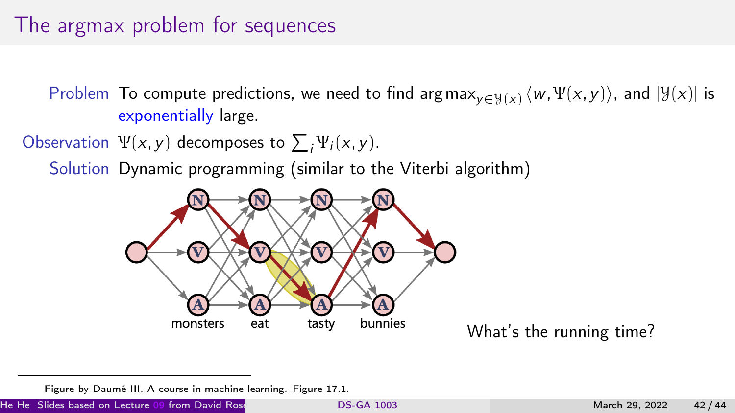# The argmax problem for sequences

**Problem** To compute predictions, we need to find $\arg\max_{y \in \mathcal{Y}(x)} \langle w, \Psi(x, y) \rangle$, and $|\mathcal{Y}(x)|$ is exponentially large.

**Observation** $\Psi(x, y)$ decomposes to $\sum_i \Psi_i(x, y)$.

**Solution** Dynamic programming (similar to the Viterbi algorithm)

What's the running time?

Figure by Daumé III. A course in machine learning. Figure 17.1.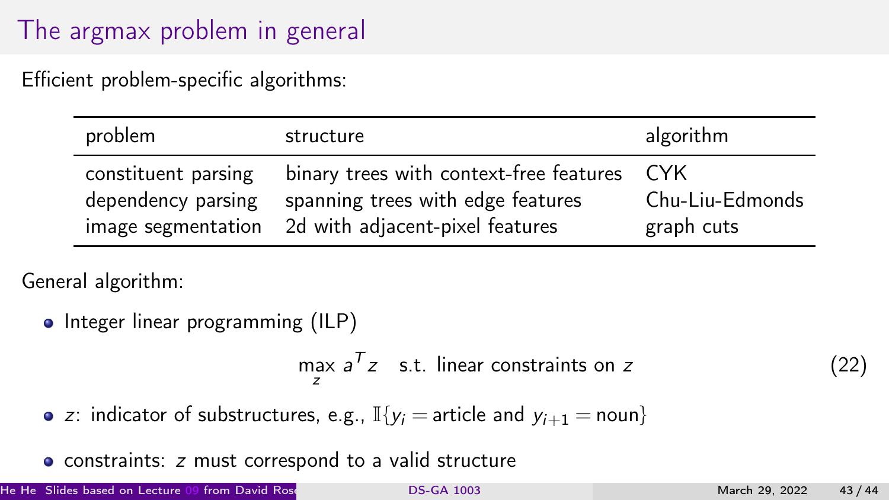# The argmax problem in general

Efficient problem-specific algorithms:

| problem | structure | algorithm |
|---|---|---|
| constituent parsing | binary trees with context-free features | CYK |
| dependency parsing | spanning trees with edge features | Chu-Liu-Edmonds |
| image segmentation | 2d with adjacent-pixel features | graph cuts |

General algorithm:

- Integer linear programming (ILP)

$$\max_{z} a^T z \quad \text{s.t. linear constraints on } z \tag{22}$$

- $z$: indicator of substructures, e.g., $\mathbb{I}\{y_i = \text{article and } y_{i+1} = \text{noun}\}$
- constraints: $z$ must correspond to a valid structure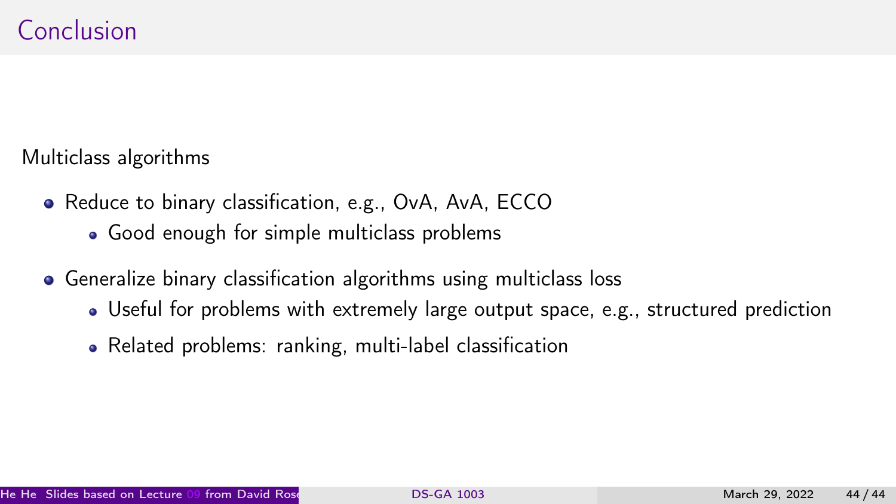# Conclusion

Multiclass algorithms

- Reduce to binary classification, e.g., OvA, AvA, ECCO
  - Good enough for simple multiclass problems
- Generalize binary classification algorithms using multiclass loss
  - Useful for problems with extremely large output space, e.g., structured prediction
  - Related problems: ranking, multi-label classification